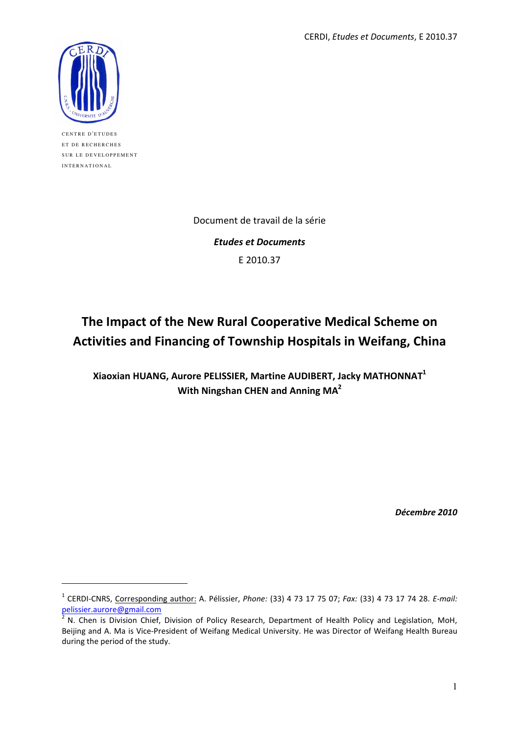CERDI, *Etudes et Documents*, E 2010.37

CENTRE D'ETUDES
ET DE RECHERCHES
SUR LE DEVELOPPEMENT
INTERNATIONAL

Document de travail de la série

***Etudes et Documents***

E 2010.37

# The Impact of the New Rural Cooperative Medical Scheme on Activities and Financing of Township Hospitals in Weifang, China

**Xiaoxian HUANG, Aurore PELISSIER, Martine AUDIBERT, Jacky MATHONNAT[1]**
**With Ningshan CHEN and Anning MA[2]**

***Décembre 2010***

---

[1] CERDI-CNRS, Corresponding author: A. Pélissier, *Phone:* (33) 4 73 17 75 07; *Fax:* (33) 4 73 17 74 28. *E-mail:* pelissier.aurore@gmail.com

[2] N. Chen is Division Chief, Division of Policy Research, Department of Health Policy and Legislation, MoH, Beijing and A. Ma is Vice-President of Weifang Medical University. He was Director of Weifang Health Bureau during the period of the study.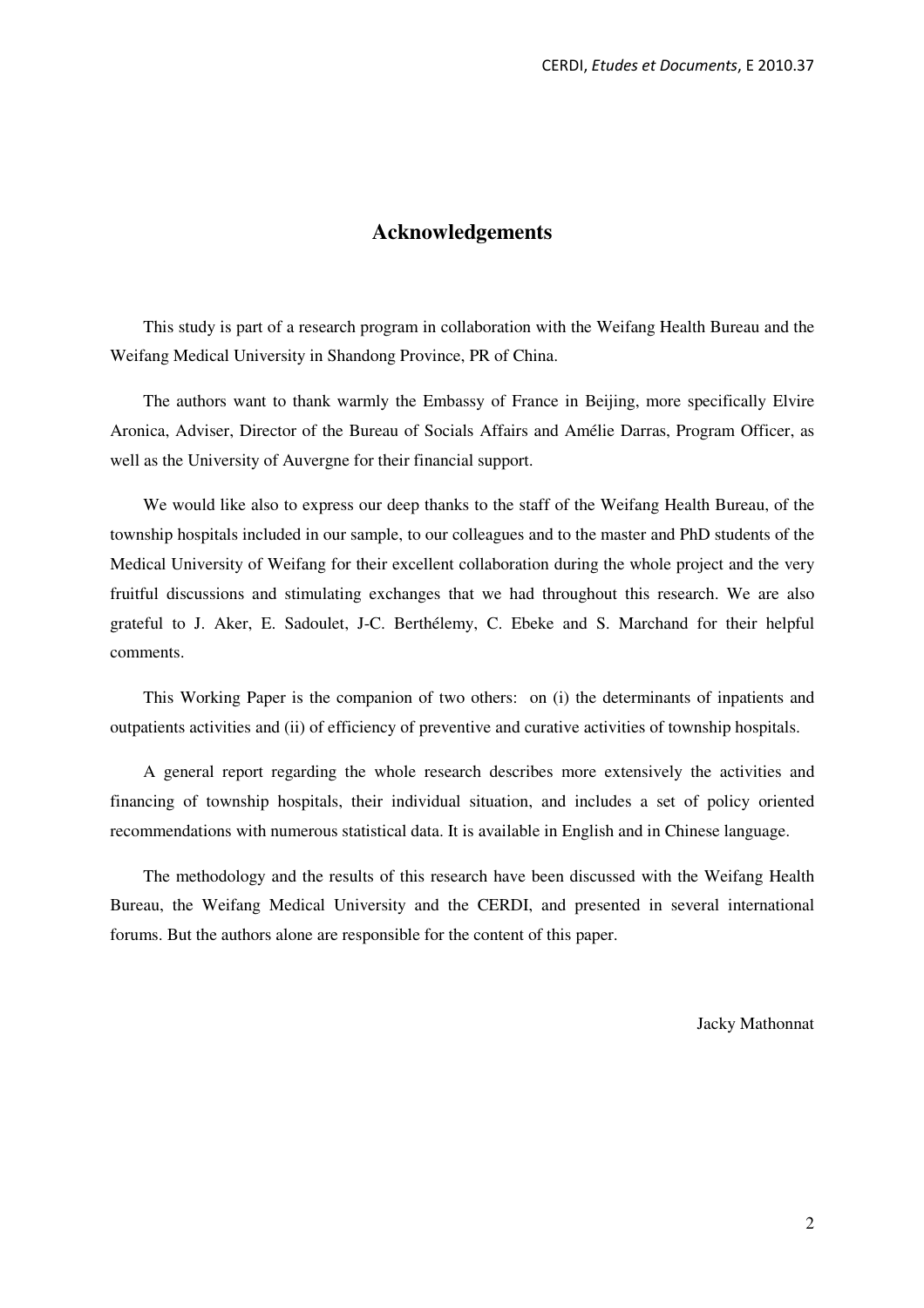## Acknowledgements

This study is part of a research program in collaboration with the Weifang Health Bureau and the Weifang Medical University in Shandong Province, PR of China.

The authors want to thank warmly the Embassy of France in Beijing, more specifically Elvire Aronica, Adviser, Director of the Bureau of Socials Affairs and Amélie Darras, Program Officer, as well as the University of Auvergne for their financial support.

We would like also to express our deep thanks to the staff of the Weifang Health Bureau, of the township hospitals included in our sample, to our colleagues and to the master and PhD students of the Medical University of Weifang for their excellent collaboration during the whole project and the very fruitful discussions and stimulating exchanges that we had throughout this research. We are also grateful to J. Aker, E. Sadoulet, J-C. Berthélemy, C. Ebeke and S. Marchand for their helpful comments.

This Working Paper is the companion of two others: on (i) the determinants of inpatients and outpatients activities and (ii) of efficiency of preventive and curative activities of township hospitals.

A general report regarding the whole research describes more extensively the activities and financing of township hospitals, their individual situation, and includes a set of policy oriented recommendations with numerous statistical data. It is available in English and in Chinese language.

The methodology and the results of this research have been discussed with the Weifang Health Bureau, the Weifang Medical University and the CERDI, and presented in several international forums. But the authors alone are responsible for the content of this paper.

Jacky Mathonnat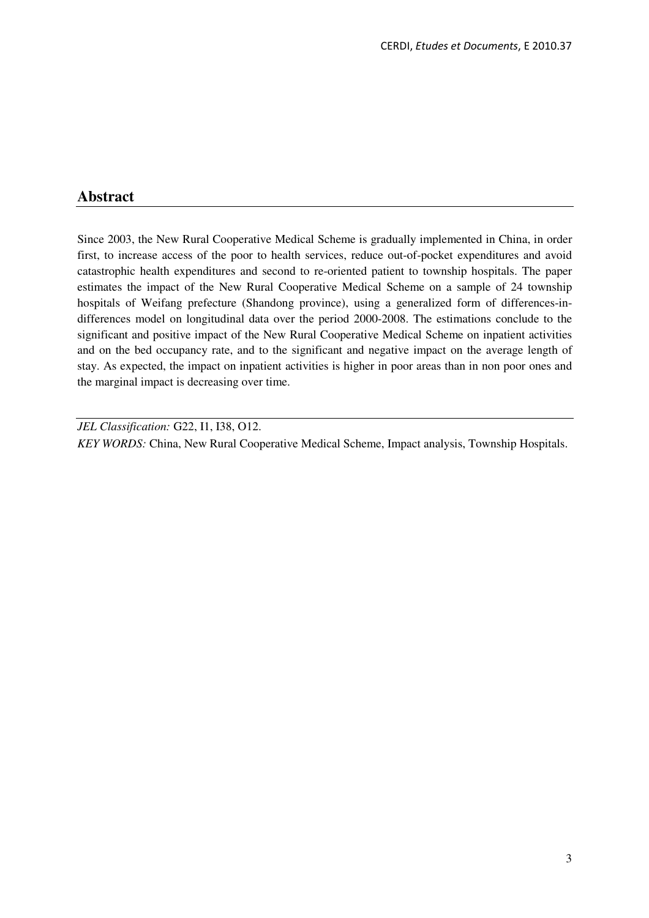## Abstract

Since 2003, the New Rural Cooperative Medical Scheme is gradually implemented in China, in order first, to increase access of the poor to health services, reduce out-of-pocket expenditures and avoid catastrophic health expenditures and second to re-oriented patient to township hospitals. The paper estimates the impact of the New Rural Cooperative Medical Scheme on a sample of 24 township hospitals of Weifang prefecture (Shandong province), using a generalized form of differences-in-differences model on longitudinal data over the period 2000-2008. The estimations conclude to the significant and positive impact of the New Rural Cooperative Medical Scheme on inpatient activities and on the bed occupancy rate, and to the significant and negative impact on the average length of stay. As expected, the impact on inpatient activities is higher in poor areas than in non poor ones and the marginal impact is decreasing over time.

---

*JEL Classification:* G22, I1, I38, O12.

*KEY WORDS:* China, New Rural Cooperative Medical Scheme, Impact analysis, Township Hospitals.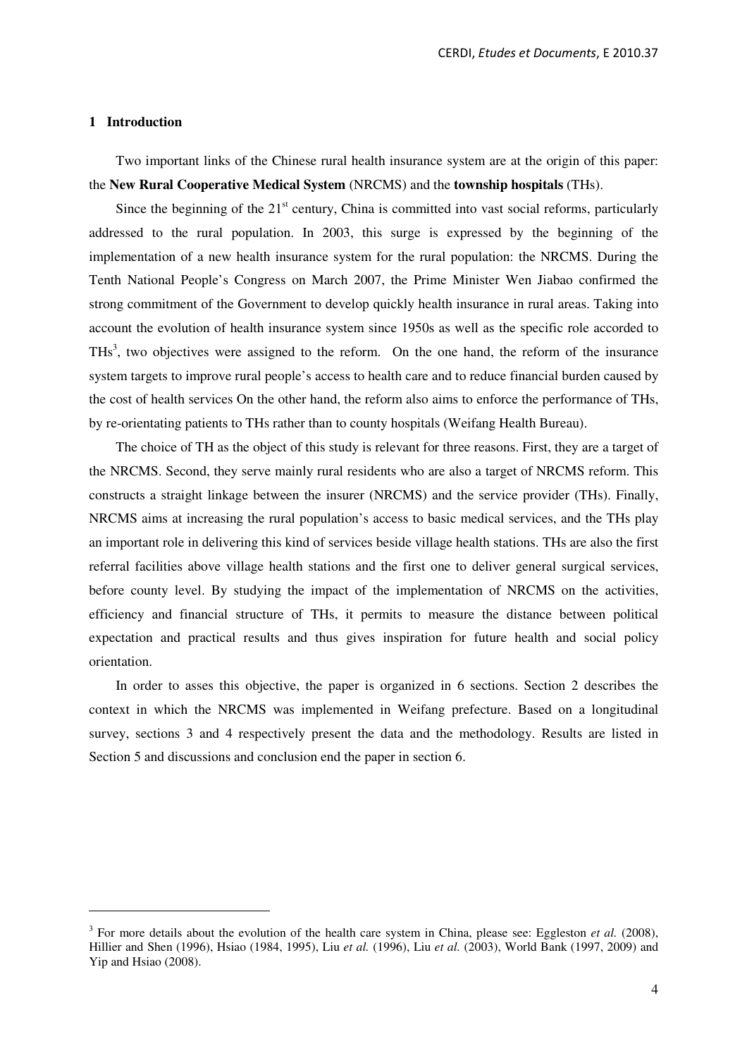## 1 Introduction

Two important links of the Chinese rural health insurance system are at the origin of this paper: the **New Rural Cooperative Medical System** (NRCMS) and the **township hospitals** (THs).

Since the beginning of the 21st century, China is committed into vast social reforms, particularly addressed to the rural population. In 2003, this surge is expressed by the beginning of the implementation of a new health insurance system for the rural population: the NRCMS. During the Tenth National People's Congress on March 2007, the Prime Minister Wen Jiabao confirmed the strong commitment of the Government to develop quickly health insurance in rural areas. Taking into account the evolution of health insurance system since 1950s as well as the specific role accorded to THs[3], two objectives were assigned to the reform. On the one hand, the reform of the insurance system targets to improve rural people's access to health care and to reduce financial burden caused by the cost of health services On the other hand, the reform also aims to enforce the performance of THs, by re-orientating patients to THs rather than to county hospitals (Weifang Health Bureau).

The choice of TH as the object of this study is relevant for three reasons. First, they are a target of the NRCMS. Second, they serve mainly rural residents who are also a target of NRCMS reform. This constructs a straight linkage between the insurer (NRCMS) and the service provider (THs). Finally, NRCMS aims at increasing the rural population's access to basic medical services, and the THs play an important role in delivering this kind of services beside village health stations. THs are also the first referral facilities above village health stations and the first one to deliver general surgical services, before county level. By studying the impact of the implementation of NRCMS on the activities, efficiency and financial structure of THs, it permits to measure the distance between political expectation and practical results and thus gives inspiration for future health and social policy orientation.

In order to asses this objective, the paper is organized in 6 sections. Section 2 describes the context in which the NRCMS was implemented in Weifang prefecture. Based on a longitudinal survey, sections 3 and 4 respectively present the data and the methodology. Results are listed in Section 5 and discussions and conclusion end the paper in section 6.

---

[3] For more details about the evolution of the health care system in China, please see: Eggleston *et al.* (2008), Hillier and Shen (1996), Hsiao (1984, 1995), Liu *et al.* (1996), Liu *et al.* (2003), World Bank (1997, 2009) and Yip and Hsiao (2008).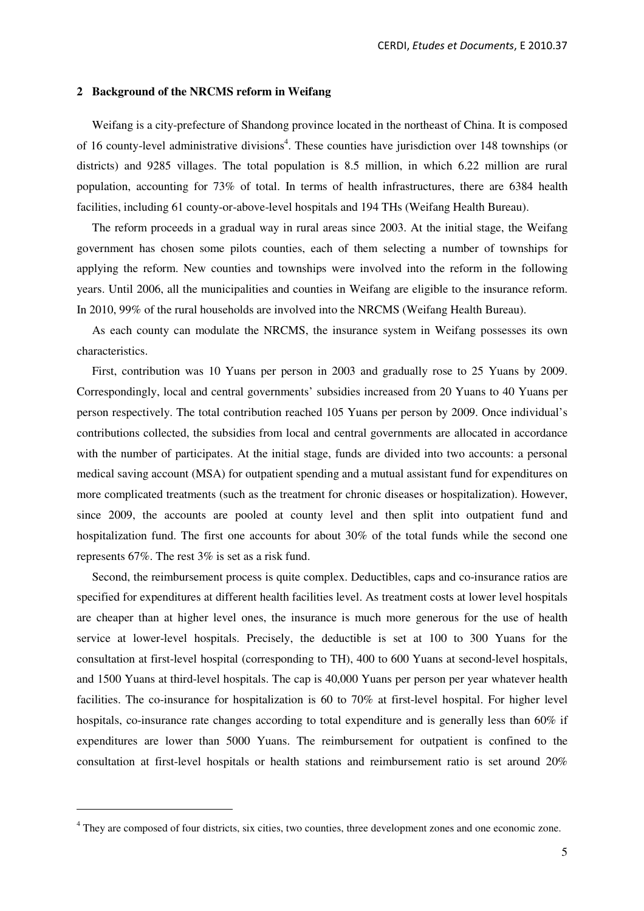## 2 Background of the NRCMS reform in Weifang

Weifang is a city-prefecture of Shandong province located in the northeast of China. It is composed of 16 county-level administrative divisions[4]. These counties have jurisdiction over 148 townships (or districts) and 9285 villages. The total population is 8.5 million, in which 6.22 million are rural population, accounting for 73% of total. In terms of health infrastructures, there are 6384 health facilities, including 61 county-or-above-level hospitals and 194 THs (Weifang Health Bureau).

The reform proceeds in a gradual way in rural areas since 2003. At the initial stage, the Weifang government has chosen some pilots counties, each of them selecting a number of townships for applying the reform. New counties and townships were involved into the reform in the following years. Until 2006, all the municipalities and counties in Weifang are eligible to the insurance reform. In 2010, 99% of the rural households are involved into the NRCMS (Weifang Health Bureau).

As each county can modulate the NRCMS, the insurance system in Weifang possesses its own characteristics.

First, contribution was 10 Yuans per person in 2003 and gradually rose to 25 Yuans by 2009. Correspondingly, local and central governments' subsidies increased from 20 Yuans to 40 Yuans per person respectively. The total contribution reached 105 Yuans per person by 2009. Once individual's contributions collected, the subsidies from local and central governments are allocated in accordance with the number of participates. At the initial stage, funds are divided into two accounts: a personal medical saving account (MSA) for outpatient spending and a mutual assistant fund for expenditures on more complicated treatments (such as the treatment for chronic diseases or hospitalization). However, since 2009, the accounts are pooled at county level and then split into outpatient fund and hospitalization fund. The first one accounts for about 30% of the total funds while the second one represents 67%. The rest 3% is set as a risk fund.

Second, the reimbursement process is quite complex. Deductibles, caps and co-insurance ratios are specified for expenditures at different health facilities level. As treatment costs at lower level hospitals are cheaper than at higher level ones, the insurance is much more generous for the use of health service at lower-level hospitals. Precisely, the deductible is set at 100 to 300 Yuans for the consultation at first-level hospital (corresponding to TH), 400 to 600 Yuans at second-level hospitals, and 1500 Yuans at third-level hospitals. The cap is 40,000 Yuans per person per year whatever health facilities. The co-insurance for hospitalization is 60 to 70% at first-level hospital. For higher level hospitals, co-insurance rate changes according to total expenditure and is generally less than 60% if expenditures are lower than 5000 Yuans. The reimbursement for outpatient is confined to the consultation at first-level hospitals or health stations and reimbursement ratio is set around 20%

[4] They are composed of four districts, six cities, two counties, three development zones and one economic zone.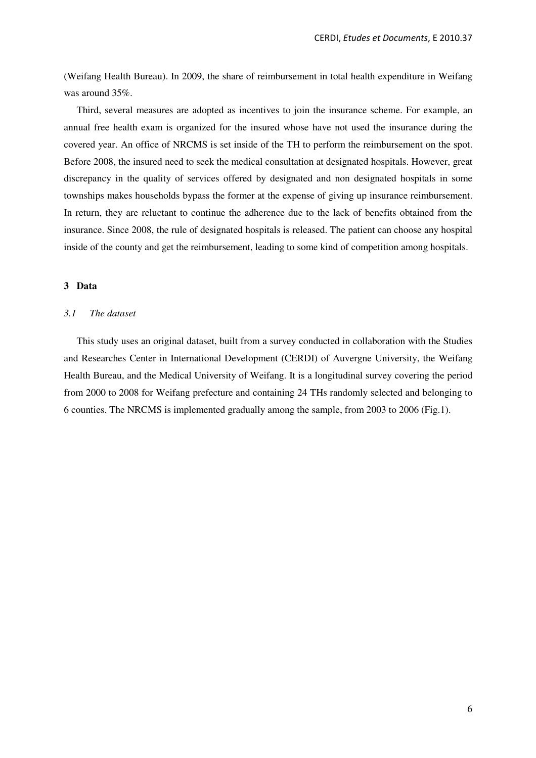(Weifang Health Bureau). In 2009, the share of reimbursement in total health expenditure in Weifang was around 35%.

Third, several measures are adopted as incentives to join the insurance scheme. For example, an annual free health exam is organized for the insured whose have not used the insurance during the covered year. An office of NRCMS is set inside of the TH to perform the reimbursement on the spot. Before 2008, the insured need to seek the medical consultation at designated hospitals. However, great discrepancy in the quality of services offered by designated and non designated hospitals in some townships makes households bypass the former at the expense of giving up insurance reimbursement. In return, they are reluctant to continue the adherence due to the lack of benefits obtained from the insurance. Since 2008, the rule of designated hospitals is released. The patient can choose any hospital inside of the county and get the reimbursement, leading to some kind of competition among hospitals.

## 3 Data

### *3.1 The dataset*

This study uses an original dataset, built from a survey conducted in collaboration with the Studies and Researches Center in International Development (CERDI) of Auvergne University, the Weifang Health Bureau, and the Medical University of Weifang. It is a longitudinal survey covering the period from 2000 to 2008 for Weifang prefecture and containing 24 THs randomly selected and belonging to 6 counties. The NRCMS is implemented gradually among the sample, from 2003 to 2006 (Fig.1).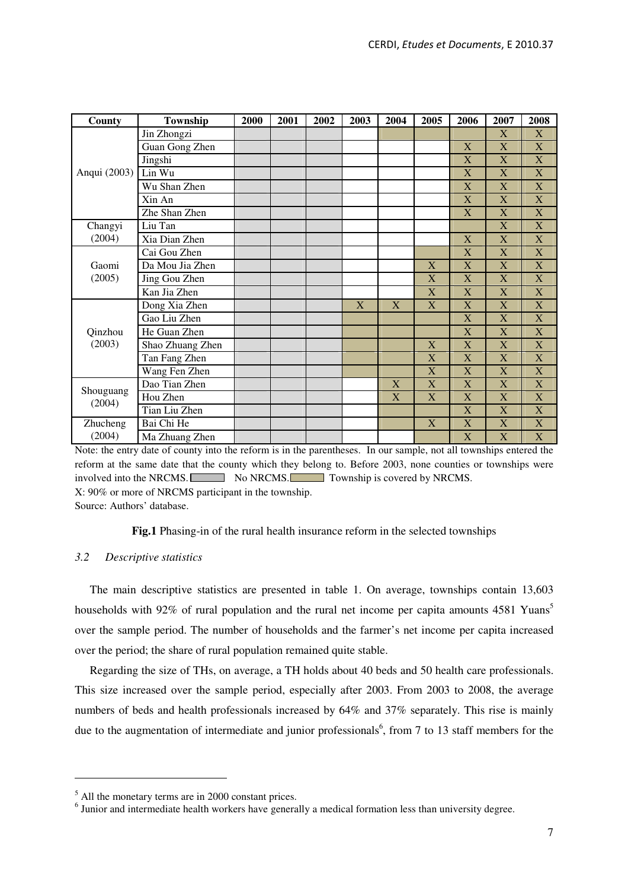| County | Township | 2000 | 2001 | 2002 | 2003 | 2004 | 2005 | 2006 | 2007 | 2008 |
|---|---|---|---|---|---|---|---|---|---|---|
| Anqui (2003) | Jin Zhongzi | | | | | | | | X | X |
| | Guan Gong Zhen | | | | | | | X | X | X |
| | Jingshi | | | | | | | X | X | X |
| | Lin Wu | | | | | | | X | X | X |
| | Wu Shan Zhen | | | | | | | X | X | X |
| | Xin An | | | | | | | X | X | X |
| | Zhe Shan Zhen | | | | | | | X | X | X |
| Changyi (2004) | Liu Tan | | | | | | | | X | X |
| | Xia Dian Zhen | | | | | | | X | X | X |
| Gaomi (2005) | Cai Gou Zhen | | | | | | | X | X | X |
| | Da Mou Jia Zhen | | | | | | X | X | X | X |
| | Jing Gou Zhen | | | | | | X | X | X | X |
| | Kan Jia Zhen | | | | | | X | X | X | X |
| Qinzhou (2003) | Dong Xia Zhen | | | | X | X | X | X | X | X |
| | Gao Liu Zhen | | | | | | | X | X | X |
| | He Guan Zhen | | | | | | | X | X | X |
| | Shao Zhuang Zhen | | | | | | X | X | X | X |
| | Tan Fang Zhen | | | | | | X | X | X | X |
| | Wang Fen Zhen | | | | | | X | X | X | X |
| Shouguang (2004) | Dao Tian Zhen | | | | | X | X | X | X | X |
| | Hou Zhen | | | | | X | X | X | X | X |
| | Tian Liu Zhen | | | | | | | X | X | X |
| Zhucheng (2004) | Bai Chi He | | | | | | X | X | X | X |
| | Ma Zhuang Zhen | | | | | | | X | X | X |

Note: the entry date of county into the reform is in the parentheses. In our sample, not all townships entered the reform at the same date that the county which they belong to. Before 2003, none counties or townships were involved into the NRCMS. [grey] No NRCMS. [brown] Township is covered by NRCMS.

X: 90% or more of NRCMS participant in the township.

Source: Authors' database.

**Fig.1** Phasing-in of the rural health insurance reform in the selected townships

### *3.2 Descriptive statistics*

The main descriptive statistics are presented in table 1. On average, townships contain 13,603 households with 92% of rural population and the rural net income per capita amounts 4581 Yuans[5] over the sample period. The number of households and the farmer's net income per capita increased over the period; the share of rural population remained quite stable.

Regarding the size of THs, on average, a TH holds about 40 beds and 50 health care professionals. This size increased over the sample period, especially after 2003. From 2003 to 2008, the average numbers of beds and health professionals increased by 64% and 37% separately. This rise is mainly due to the augmentation of intermediate and junior professionals[6], from 7 to 13 staff members for the

---

[5] All the monetary terms are in 2000 constant prices.

[6] Junior and intermediate health workers have generally a medical formation less than university degree.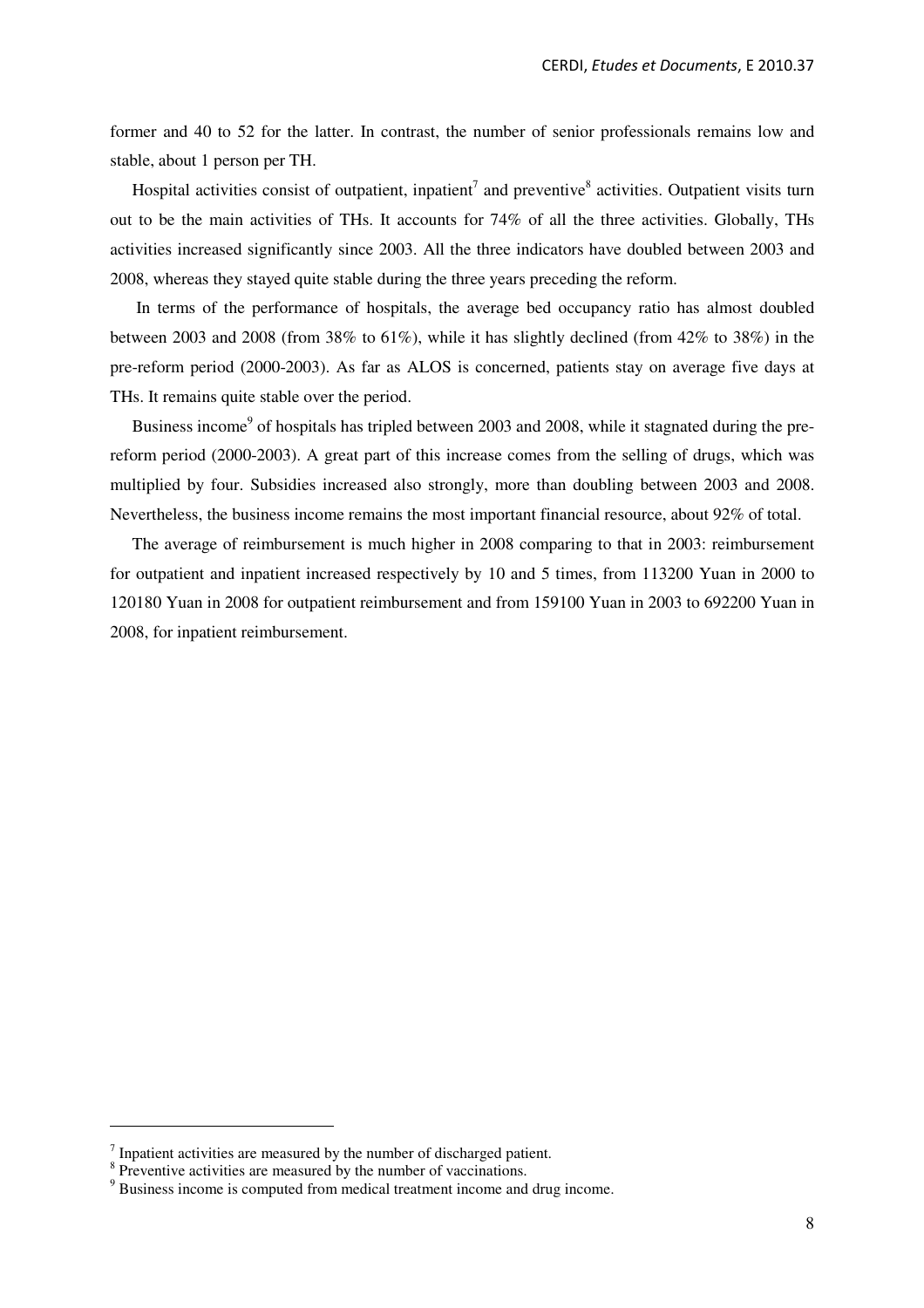former and 40 to 52 for the latter. In contrast, the number of senior professionals remains low and stable, about 1 person per TH.

Hospital activities consist of outpatient, inpatient[7] and preventive[8] activities. Outpatient visits turn out to be the main activities of THs. It accounts for 74% of all the three activities. Globally, THs activities increased significantly since 2003. All the three indicators have doubled between 2003 and 2008, whereas they stayed quite stable during the three years preceding the reform.

In terms of the performance of hospitals, the average bed occupancy ratio has almost doubled between 2003 and 2008 (from 38% to 61%), while it has slightly declined (from 42% to 38%) in the pre-reform period (2000-2003). As far as ALOS is concerned, patients stay on average five days at THs. It remains quite stable over the period.

Business income[9] of hospitals has tripled between 2003 and 2008, while it stagnated during the pre-reform period (2000-2003). A great part of this increase comes from the selling of drugs, which was multiplied by four. Subsidies increased also strongly, more than doubling between 2003 and 2008. Nevertheless, the business income remains the most important financial resource, about 92% of total.

The average of reimbursement is much higher in 2008 comparing to that in 2003: reimbursement for outpatient and inpatient increased respectively by 10 and 5 times, from 113200 Yuan in 2000 to 120180 Yuan in 2008 for outpatient reimbursement and from 159100 Yuan in 2003 to 692200 Yuan in 2008, for inpatient reimbursement.

---

[7] Inpatient activities are measured by the number of discharged patient.

[8] Preventive activities are measured by the number of vaccinations.

[9] Business income is computed from medical treatment income and drug income.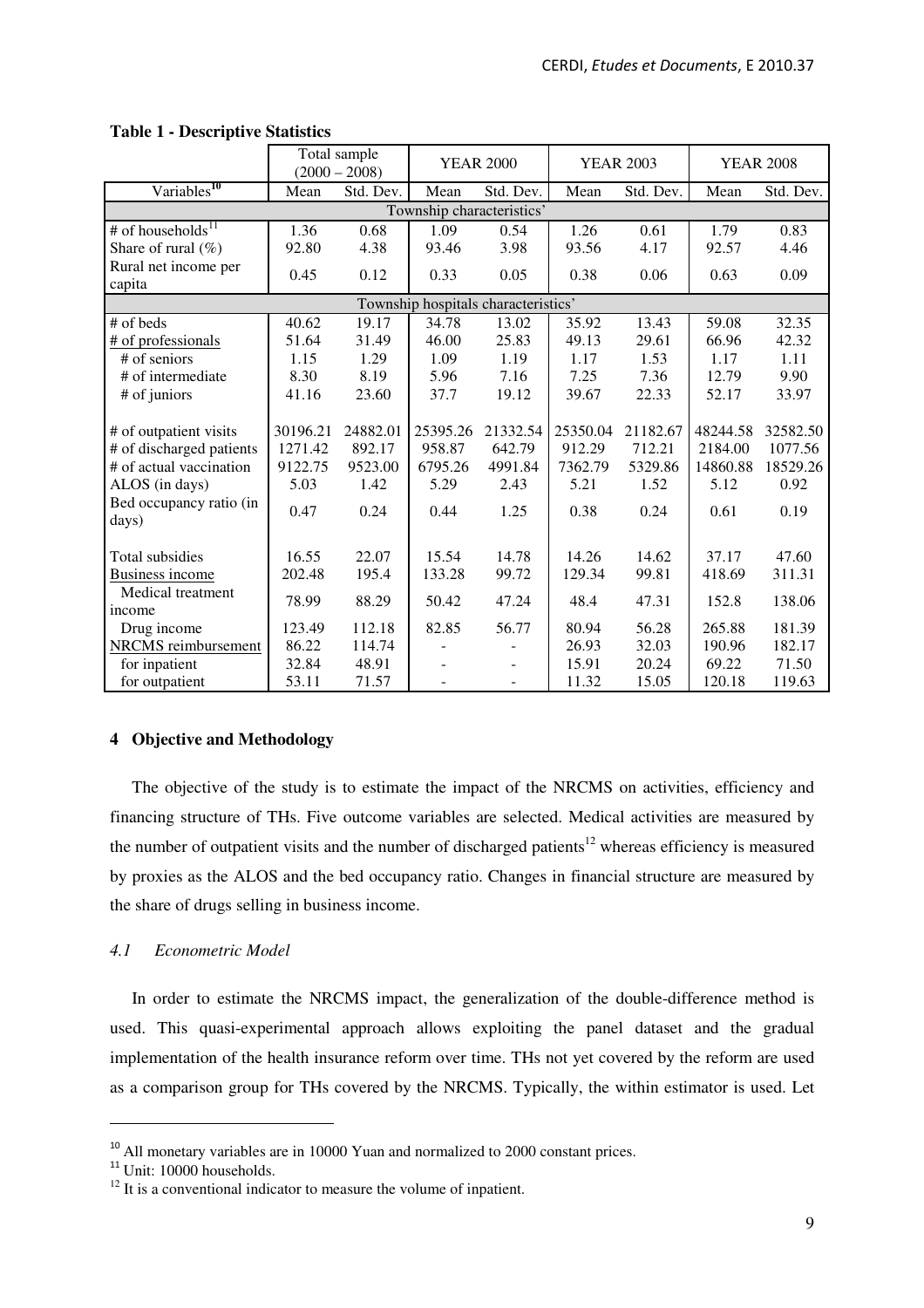**Table 1 - Descriptive Statistics**

| | Total sample (2000 – 2008) | | YEAR 2000 | | YEAR 2003 | | YEAR 2008 | |
|---|---|---|---|---|---|---|---|---|
| Variables[10] | Mean | Std. Dev. | Mean | Std. Dev. | Mean | Std. Dev. | Mean | Std. Dev. |
| Township characteristics' | | | | | | | | |
| # of households[11] | 1.36 | 0.68 | 1.09 | 0.54 | 1.26 | 0.61 | 1.79 | 0.83 |
| Share of rural (%) | 92.80 | 4.38 | 93.46 | 3.98 | 93.56 | 4.17 | 92.57 | 4.46 |
| Rural net income per capita | 0.45 | 0.12 | 0.33 | 0.05 | 0.38 | 0.06 | 0.63 | 0.09 |
| Township hospitals characteristics' | | | | | | | | |
| # of beds | 40.62 | 19.17 | 34.78 | 13.02 | 35.92 | 13.43 | 59.08 | 32.35 |
| <u># of professionals</u> | 51.64 | 31.49 | 46.00 | 25.83 | 49.13 | 29.61 | 66.96 | 42.32 |
| # of seniors | 1.15 | 1.29 | 1.09 | 1.19 | 1.17 | 1.53 | 1.17 | 1.11 |
| # of intermediate | 8.30 | 8.19 | 5.96 | 7.16 | 7.25 | 7.36 | 12.79 | 9.90 |
| # of juniors | 41.16 | 23.60 | 37.7 | 19.12 | 39.67 | 22.33 | 52.17 | 33.97 |
| # of outpatient visits | 30196.21 | 24882.01 | 25395.26 | 21332.54 | 25350.04 | 21182.67 | 48244.58 | 32582.50 |
| # of discharged patients | 1271.42 | 892.17 | 958.87 | 642.79 | 912.29 | 712.21 | 2184.00 | 1077.56 |
| # of actual vaccination | 9122.75 | 9523.00 | 6795.26 | 4991.84 | 7362.79 | 5329.86 | 14860.88 | 18529.26 |
| ALOS (in days) | 5.03 | 1.42 | 5.29 | 2.43 | 5.21 | 1.52 | 5.12 | 0.92 |
| Bed occupancy ratio (in days) | 0.47 | 0.24 | 0.44 | 1.25 | 0.38 | 0.24 | 0.61 | 0.19 |
| Total subsidies | 16.55 | 22.07 | 15.54 | 14.78 | 14.26 | 14.62 | 37.17 | 47.60 |
| <u>Business income</u> | 202.48 | 195.4 | 133.28 | 99.72 | 129.34 | 99.81 | 418.69 | 311.31 |
| Medical treatment income | 78.99 | 88.29 | 50.42 | 47.24 | 48.4 | 47.31 | 152.8 | 138.06 |
| Drug income | 123.49 | 112.18 | 82.85 | 56.77 | 80.94 | 56.28 | 265.88 | 181.39 |
| <u>NRCMS reimbursement</u> | 86.22 | 114.74 | - | - | 26.93 | 32.03 | 190.96 | 182.17 |
| for inpatient | 32.84 | 48.91 | - | - | 15.91 | 20.24 | 69.22 | 71.50 |
| for outpatient | 53.11 | 71.57 | - | - | 11.32 | 15.05 | 120.18 | 119.63 |

## 4 Objective and Methodology

The objective of the study is to estimate the impact of the NRCMS on activities, efficiency and financing structure of THs. Five outcome variables are selected. Medical activities are measured by the number of outpatient visits and the number of discharged patients[12] whereas efficiency is measured by proxies as the ALOS and the bed occupancy ratio. Changes in financial structure are measured by the share of drugs selling in business income.

### *4.1 Econometric Model*

In order to estimate the NRCMS impact, the generalization of the double-difference method is used. This quasi-experimental approach allows exploiting the panel dataset and the gradual implementation of the health insurance reform over time. THs not yet covered by the reform are used as a comparison group for THs covered by the NRCMS. Typically, the within estimator is used. Let

---

[10] All monetary variables are in 10000 Yuan and normalized to 2000 constant prices.

[11] Unit: 10000 households.

[12] It is a conventional indicator to measure the volume of inpatient.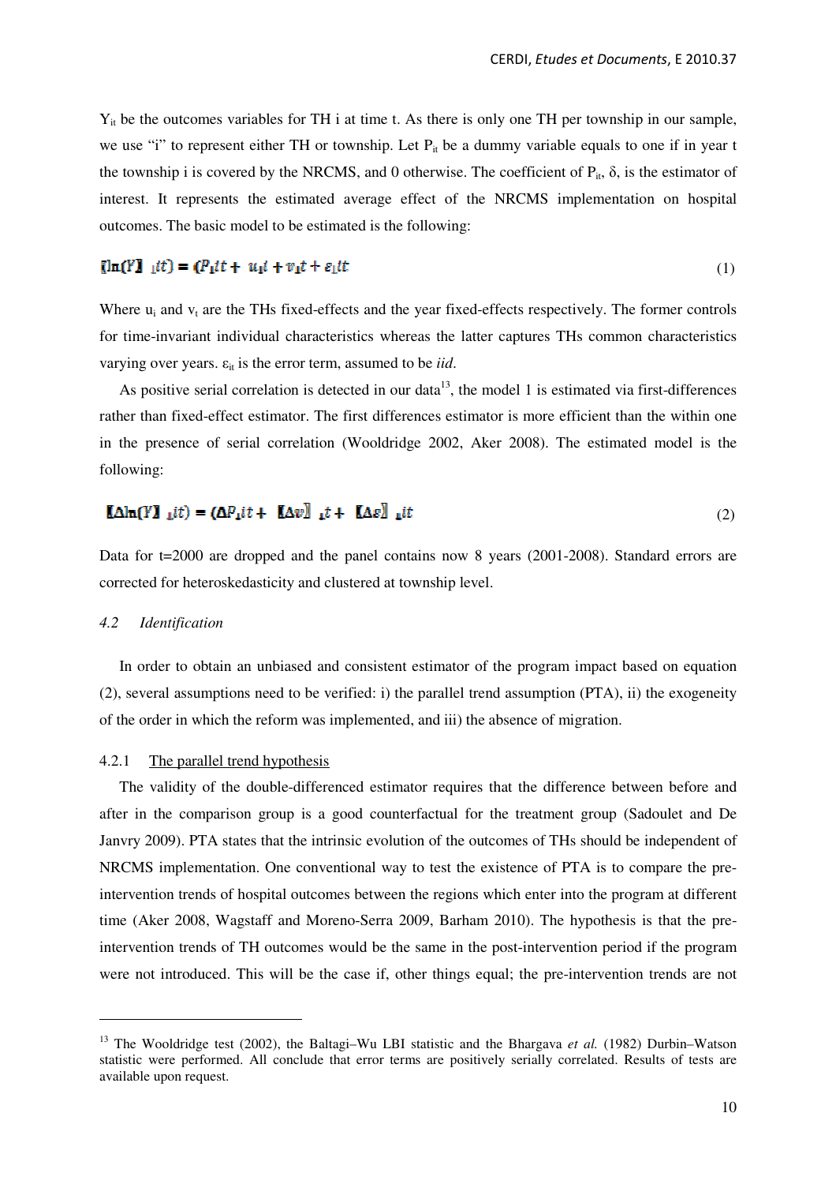$Y_{it}$ be the outcomes variables for TH i at time t. As there is only one TH per township in our sample, we use "i" to represent either TH or township. Let $P_{it}$ be a dummy variable equals to one if in year t the township i is covered by the NRCMS, and 0 otherwise. The coefficient of $P_{it}$, δ, is the estimator of interest. It represents the estimated average effect of the NRCMS implementation on hospital outcomes. The basic model to be estimated is the following:

$$\ln(Y)_{it} = \delta P_{it} + u_i + v_t + \varepsilon_{it} \tag{1}$$

Where $u_i$ and $v_t$ are the THs fixed-effects and the year fixed-effects respectively. The former controls for time-invariant individual characteristics whereas the latter captures THs common characteristics varying over years. $\varepsilon_{it}$ is the error term, assumed to be *iid*.

As positive serial correlation is detected in our data[13], the model 1 is estimated via first-differences rather than fixed-effect estimator. The first differences estimator is more efficient than the within one in the presence of serial correlation (Wooldridge 2002, Aker 2008). The estimated model is the following:

$$\Delta\ln(Y)_{it} = \delta\Delta P_{it} + \Delta v_t + \Delta\varepsilon_{it} \tag{2}$$

Data for t=2000 are dropped and the panel contains now 8 years (2001-2008). Standard errors are corrected for heteroskedasticity and clustered at township level.

### *4.2 Identification*

In order to obtain an unbiased and consistent estimator of the program impact based on equation (2), several assumptions need to be verified: i) the parallel trend assumption (PTA), ii) the exogeneity of the order in which the reform was implemented, and iii) the absence of migration.

#### 4.2.1 The parallel trend hypothesis

The validity of the double-differenced estimator requires that the difference between before and after in the comparison group is a good counterfactual for the treatment group (Sadoulet and De Janvry 2009). PTA states that the intrinsic evolution of the outcomes of THs should be independent of NRCMS implementation. One conventional way to test the existence of PTA is to compare the pre-intervention trends of hospital outcomes between the regions which enter into the program at different time (Aker 2008, Wagstaff and Moreno-Serra 2009, Barham 2010). The hypothesis is that the pre-intervention trends of TH outcomes would be the same in the post-intervention period if the program were not introduced. This will be the case if, other things equal; the pre-intervention trends are not

---

[13] The Wooldridge test (2002), the Baltagi–Wu LBI statistic and the Bhargava *et al.* (1982) Durbin–Watson statistic were performed. All conclude that error terms are positively serially correlated. Results of tests are available upon request.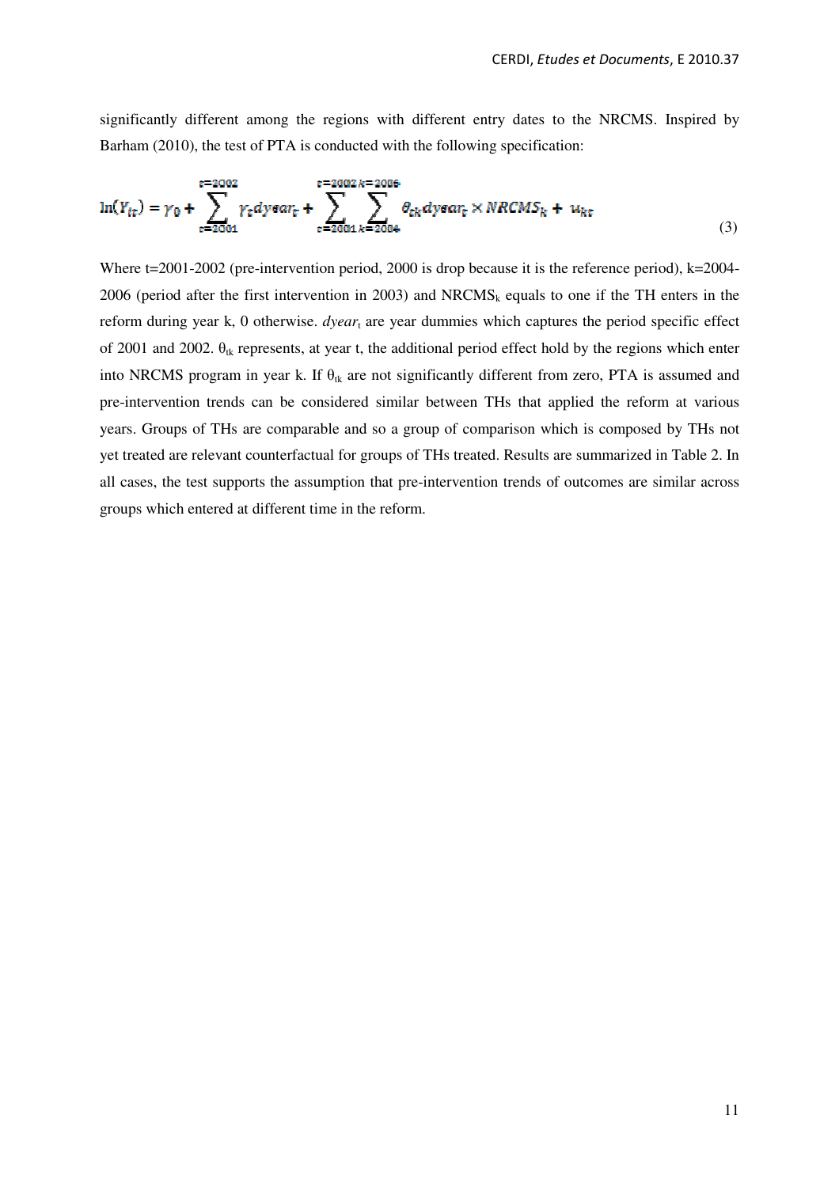significantly different among the regions with different entry dates to the NRCMS. Inspired by Barham (2010), the test of PTA is conducted with the following specification:

$$\ln(Y_{kt}) = \gamma_0 + \sum_{t=2001}^{t=2002} \gamma_t dyear_t + \sum_{t=2001}^{t=2002} \sum_{k=2004}^{k=2006} \theta_{tk} dyear_t \times NRCMS_k + u_{kt} \tag{3}$$

Where t=2001-2002 (pre-intervention period, 2000 is drop because it is the reference period), k=2004-2006 (period after the first intervention in 2003) and $NRCMS_k$ equals to one if the TH enters in the reform during year k, 0 otherwise. $dyear_t$ are year dummies which captures the period specific effect of 2001 and 2002. $\theta_{tk}$ represents, at year t, the additional period effect hold by the regions which enter into NRCMS program in year k. If $\theta_{tk}$ are not significantly different from zero, PTA is assumed and pre-intervention trends can be considered similar between THs that applied the reform at various years. Groups of THs are comparable and so a group of comparison which is composed by THs not yet treated are relevant counterfactual for groups of THs treated. Results are summarized in Table 2. In all cases, the test supports the assumption that pre-intervention trends of outcomes are similar across groups which entered at different time in the reform.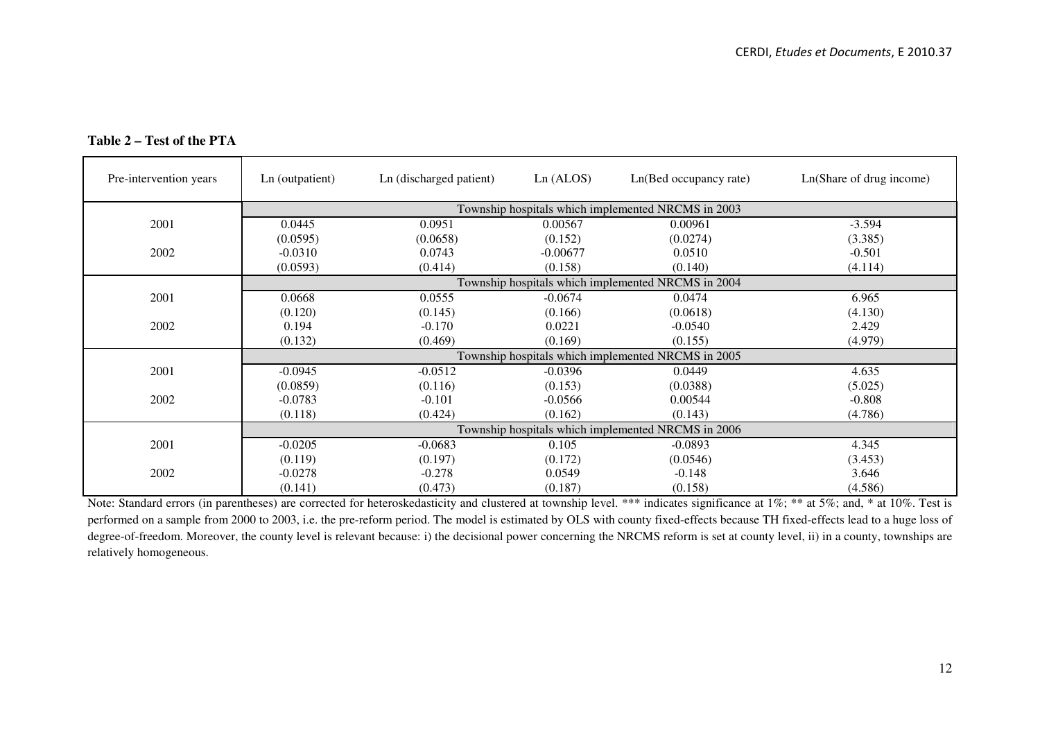**Table 2 – Test of the PTA**

| Pre-intervention years | Ln (outpatient) | Ln (discharged patient) | Ln (ALOS) | Ln(Bed occupancy rate) | Ln(Share of drug income) |
|---|---|---|---|---|---|
| | Township hospitals which implemented NRCMS in 2003 | | | | |
| 2001 | 0.0445 | 0.0951 | 0.00567 | 0.00961 | -3.594 |
| | (0.0595) | (0.0658) | (0.152) | (0.0274) | (3.385) |
| 2002 | -0.0310 | 0.0743 | -0.00677 | 0.0510 | -0.501 |
| | (0.0593) | (0.414) | (0.158) | (0.140) | (4.114) |
| | Township hospitals which implemented NRCMS in 2004 | | | | |
| 2001 | 0.0668 | 0.0555 | -0.0674 | 0.0474 | 6.965 |
| | (0.120) | (0.145) | (0.166) | (0.0618) | (4.130) |
| 2002 | 0.194 | -0.170 | 0.0221 | -0.0540 | 2.429 |
| | (0.132) | (0.469) | (0.169) | (0.155) | (4.979) |
| | Township hospitals which implemented NRCMS in 2005 | | | | |
| 2001 | -0.0945 | -0.0512 | -0.0396 | 0.0449 | 4.635 |
| | (0.0859) | (0.116) | (0.153) | (0.0388) | (5.025) |
| 2002 | -0.0783 | -0.101 | -0.0566 | 0.00544 | -0.808 |
| | (0.118) | (0.424) | (0.162) | (0.143) | (4.786) |
| | Township hospitals which implemented NRCMS in 2006 | | | | |
| 2001 | -0.0205 | -0.0683 | 0.105 | -0.0893 | 4.345 |
| | (0.119) | (0.197) | (0.172) | (0.0546) | (3.453) |
| 2002 | -0.0278 | -0.278 | 0.0549 | -0.148 | 3.646 |
| | (0.141) | (0.473) | (0.187) | (0.158) | (4.586) |

Note: Standard errors (in parentheses) are corrected for heteroskedasticity and clustered at township level. *** indicates significance at 1%; ** at 5%; and, * at 10%. Test is performed on a sample from 2000 to 2003, i.e. the pre-reform period. The model is estimated by OLS with county fixed-effects because TH fixed-effects lead to a huge loss of degree-of-freedom. Moreover, the county level is relevant because: i) the decisional power concerning the NRCMS reform is set at county level, ii) in a county, townships are relatively homogeneous.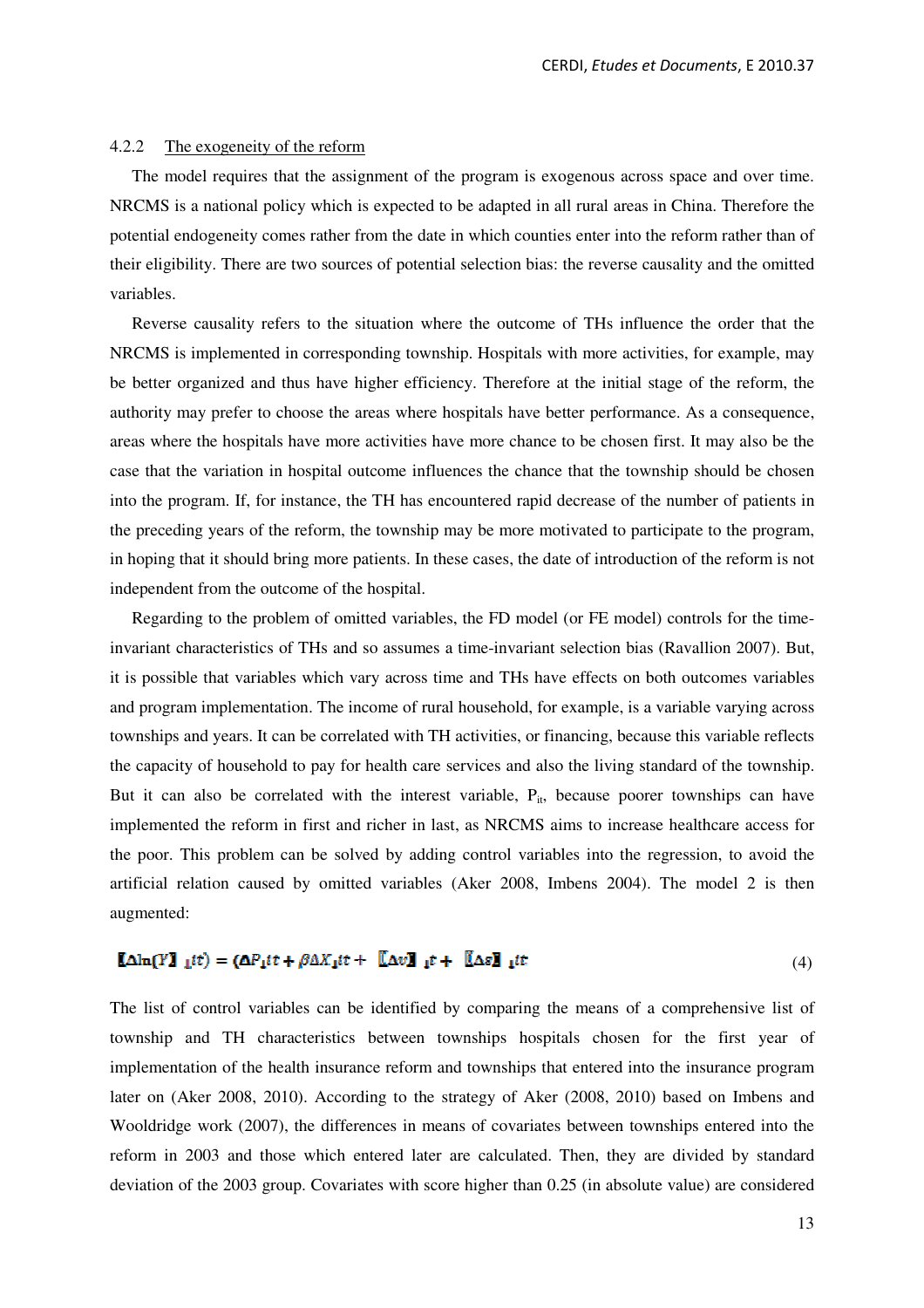#### 4.2.2 The exogeneity of the reform

The model requires that the assignment of the program is exogenous across space and over time. NRCMS is a national policy which is expected to be adapted in all rural areas in China. Therefore the potential endogeneity comes rather from the date in which counties enter into the reform rather than of their eligibility. There are two sources of potential selection bias: the reverse causality and the omitted variables.

Reverse causality refers to the situation where the outcome of THs influence the order that the NRCMS is implemented in corresponding township. Hospitals with more activities, for example, may be better organized and thus have higher efficiency. Therefore at the initial stage of the reform, the authority may prefer to choose the areas where hospitals have better performance. As a consequence, areas where the hospitals have more activities have more chance to be chosen first. It may also be the case that the variation in hospital outcome influences the chance that the township should be chosen into the program. If, for instance, the TH has encountered rapid decrease of the number of patients in the preceding years of the reform, the township may be more motivated to participate to the program, in hoping that it should bring more patients. In these cases, the date of introduction of the reform is not independent from the outcome of the hospital.

Regarding to the problem of omitted variables, the FD model (or FE model) controls for the time-invariant characteristics of THs and so assumes a time-invariant selection bias (Ravallion 2007). But, it is possible that variables which vary across time and THs have effects on both outcomes variables and program implementation. The income of rural household, for example, is a variable varying across townships and years. It can be correlated with TH activities, or financing, because this variable reflects the capacity of household to pay for health care services and also the living standard of the township. But it can also be correlated with the interest variable, $P_{it}$, because poorer townships can have implemented the reform in first and richer in last, as NRCMS aims to increase healthcare access for the poor. This problem can be solved by adding control variables into the regression, to avoid the artificial relation caused by omitted variables (Aker 2008, Imbens 2004). The model 2 is then augmented:

$$\Delta \ln(Y)_{it} = \alpha \Delta P_{it} + \beta \Delta X_{it} + \Delta v_{t} + \Delta \varepsilon_{it} \tag{4}$$

The list of control variables can be identified by comparing the means of a comprehensive list of township and TH characteristics between townships hospitals chosen for the first year of implementation of the health insurance reform and townships that entered into the insurance program later on (Aker 2008, 2010). According to the strategy of Aker (2008, 2010) based on Imbens and Wooldridge work (2007), the differences in means of covariates between townships entered into the reform in 2003 and those which entered later are calculated. Then, they are divided by standard deviation of the 2003 group. Covariates with score higher than 0.25 (in absolute value) are considered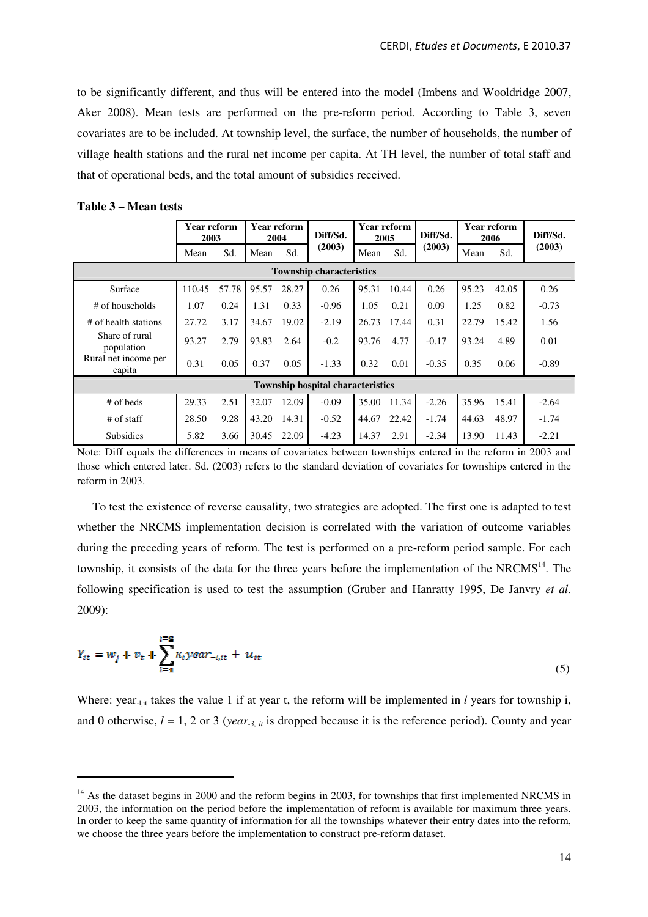to be significantly different, and thus will be entered into the model (Imbens and Wooldridge 2007, Aker 2008). Mean tests are performed on the pre-reform period. According to Table 3, seven covariates are to be included. At township level, the surface, the number of households, the number of village health stations and the rural net income per capita. At TH level, the number of total staff and that of operational beds, and the total amount of subsidies received.

**Table 3 – Mean tests**

| | Year reform 2003 | | Year reform 2004 | | Diff/Sd. (2003) | Year reform 2005 | | Diff/Sd. (2003) | Year reform 2006 | | Diff/Sd. (2003) |
|---|---|---|---|---|---|---|---|---|---|---|---|
| | Mean | Sd. | Mean | Sd. | | Mean | Sd. | | Mean | Sd. | |
| **Township characteristics** | | | | | | | | | | | |
| Surface | 110.45 | 57.78 | 95.57 | 28.27 | 0.26 | 95.31 | 10.44 | 0.26 | 95.23 | 42.05 | 0.26 |
| # of households | 1.07 | 0.24 | 1.31 | 0.33 | -0.96 | 1.05 | 0.21 | 0.09 | 1.25 | 0.82 | -0.73 |
| # of health stations | 27.72 | 3.17 | 34.67 | 19.02 | -2.19 | 26.73 | 17.44 | 0.31 | 22.79 | 15.42 | 1.56 |
| Share of rural population | 93.27 | 2.79 | 93.83 | 2.64 | -0.2 | 93.76 | 4.77 | -0.17 | 93.24 | 4.89 | 0.01 |
| Rural net income per capita | 0.31 | 0.05 | 0.37 | 0.05 | -1.33 | 0.32 | 0.01 | -0.35 | 0.35 | 0.06 | -0.89 |
| **Township hospital characteristics** | | | | | | | | | | | |
| # of beds | 29.33 | 2.51 | 32.07 | 12.09 | -0.09 | 35.00 | 11.34 | -2.26 | 35.96 | 15.41 | -2.64 |
| # of staff | 28.50 | 9.28 | 43.20 | 14.31 | -0.52 | 44.67 | 22.42 | -1.74 | 44.63 | 48.97 | -1.74 |
| Subsidies | 5.82 | 3.66 | 30.45 | 22.09 | -4.23 | 14.37 | 2.91 | -2.34 | 13.90 | 11.43 | -2.21 |

Note: Diff equals the differences in means of covariates between townships entered in the reform in 2003 and those which entered later. Sd. (2003) refers to the standard deviation of covariates for townships entered in the reform in 2003.

To test the existence of reverse causality, two strategies are adopted. The first one is adapted to test whether the NRCMS implementation decision is correlated with the variation of outcome variables during the preceding years of reform. The test is performed on a pre-reform period sample. For each township, it consists of the data for the three years before the implementation of the NRCMS[14]. The following specification is used to test the assumption (Gruber and Hanratty 1995, De Janvry *et al.* 2009):

$$Y_{it} = w_j + v_t + \sum_{l=1}^{l=2} \kappa_l year_{-l,it} + u_{it} \tag{5}$$

Where: $year_{-l,it}$ takes the value 1 if at year t, the reform will be implemented in $l$ years for township i, and 0 otherwise, $l$ = 1, 2 or 3 ($year_{-3,\ it}$ is dropped because it is the reference period). County and year

[14] As the dataset begins in 2000 and the reform begins in 2003, for townships that first implemented NRCMS in 2003, the information on the period before the implementation of reform is available for maximum three years. In order to keep the same quantity of information for all the townships whatever their entry dates into the reform, we choose the three years before the implementation to construct pre-reform dataset.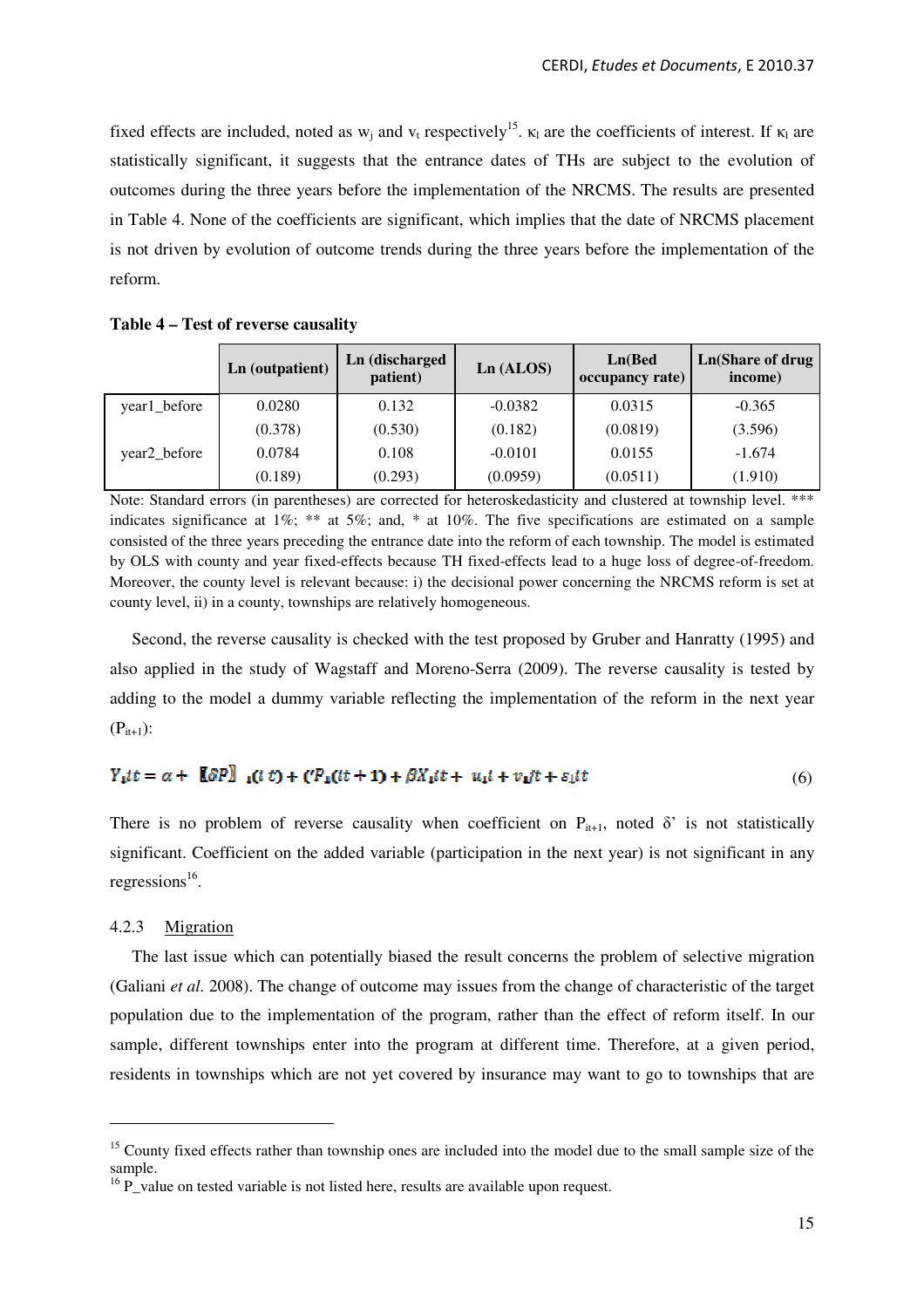fixed effects are included, noted as $w_j$ and $v_t$ respectively[15]. $\kappa_l$ are the coefficients of interest. If $\kappa_l$ are statistically significant, it suggests that the entrance dates of THs are subject to the evolution of outcomes during the three years before the implementation of the NRCMS. The results are presented in Table 4. None of the coefficients are significant, which implies that the date of NRCMS placement is not driven by evolution of outcome trends during the three years before the implementation of the reform.

**Table 4 – Test of reverse causality**

| | Ln (outpatient) | Ln (discharged patient) | Ln (ALOS) | Ln(Bed occupancy rate) | Ln(Share of drug income) |
|---|---|---|---|---|---|
| year1_before | 0.0280 | 0.132 | -0.0382 | 0.0315 | -0.365 |
| | (0.378) | (0.530) | (0.182) | (0.0819) | (3.596) |
| year2_before | 0.0784 | 0.108 | -0.0101 | 0.0155 | -1.674 |
| | (0.189) | (0.293) | (0.0959) | (0.0511) | (1.910) |

Note: Standard errors (in parentheses) are corrected for heteroskedasticity and clustered at township level. *** indicates significance at 1%; ** at 5%; and, * at 10%. The five specifications are estimated on a sample consisted of the three years preceding the entrance date into the reform of each township. The model is estimated by OLS with county and year fixed-effects because TH fixed-effects lead to a huge loss of degree-of-freedom. Moreover, the county level is relevant because: i) the decisional power concerning the NRCMS reform is set at county level, ii) in a county, townships are relatively homogeneous.

Second, the reverse causality is checked with the test proposed by Gruber and Hanratty (1995) and also applied in the study of Wagstaff and Moreno-Serra (2009). The reverse causality is tested by adding to the model a dummy variable reflecting the implementation of the reform in the next year ($P_{it+1}$):

$$Y_{i}t = \alpha + \delta P_{i}(t) + \delta' P_{i}(t+1) + \beta X_{i}t + u_{i} + v_{j}t + \varepsilon_{i}t \tag{6}$$

There is no problem of reverse causality when coefficient on $P_{it+1}$, noted δ' is not statistically significant. Coefficient on the added variable (participation in the next year) is not significant in any regressions[16].

### 4.2.3 Migration

The last issue which can potentially biased the result concerns the problem of selective migration (Galiani *et al.* 2008). The change of outcome may issues from the change of characteristic of the target population due to the implementation of the program, rather than the effect of reform itself. In our sample, different townships enter into the program at different time. Therefore, at a given period, residents in townships which are not yet covered by insurance may want to go to townships that are

[15] County fixed effects rather than township ones are included into the model due to the small sample size of the sample.

[16] P_value on tested variable is not listed here, results are available upon request.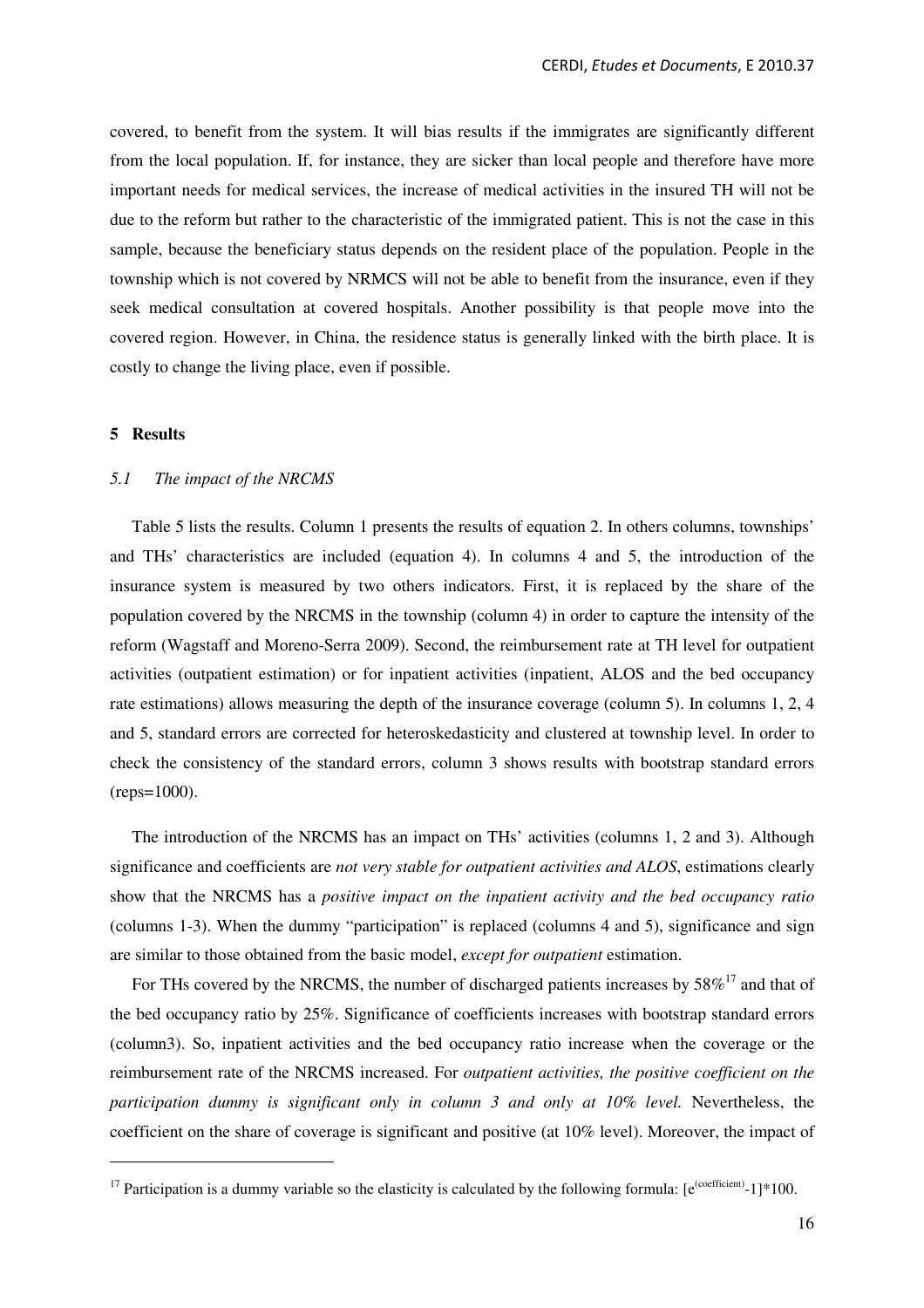covered, to benefit from the system. It will bias results if the immigrates are significantly different from the local population. If, for instance, they are sicker than local people and therefore have more important needs for medical services, the increase of medical activities in the insured TH will not be due to the reform but rather to the characteristic of the immigrated patient. This is not the case in this sample, because the beneficiary status depends on the resident place of the population. People in the township which is not covered by NRMCS will not be able to benefit from the insurance, even if they seek medical consultation at covered hospitals. Another possibility is that people move into the covered region. However, in China, the residence status is generally linked with the birth place. It is costly to change the living place, even if possible.

## 5 Results

### *5.1 The impact of the NRCMS*

Table 5 lists the results. Column 1 presents the results of equation 2. In others columns, townships' and THs' characteristics are included (equation 4). In columns 4 and 5, the introduction of the insurance system is measured by two others indicators. First, it is replaced by the share of the population covered by the NRCMS in the township (column 4) in order to capture the intensity of the reform (Wagstaff and Moreno-Serra 2009). Second, the reimbursement rate at TH level for outpatient activities (outpatient estimation) or for inpatient activities (inpatient, ALOS and the bed occupancy rate estimations) allows measuring the depth of the insurance coverage (column 5). In columns 1, 2, 4 and 5, standard errors are corrected for heteroskedasticity and clustered at township level. In order to check the consistency of the standard errors, column 3 shows results with bootstrap standard errors (reps=1000).

The introduction of the NRCMS has an impact on THs' activities (columns 1, 2 and 3). Although significance and coefficients are *not very stable for outpatient activities and ALOS*, estimations clearly show that the NRCMS has a *positive impact on the inpatient activity and the bed occupancy ratio* (columns 1-3). When the dummy "participation" is replaced (columns 4 and 5), significance and sign are similar to those obtained from the basic model, *except for outpatient* estimation.

For THs covered by the NRCMS, the number of discharged patients increases by 58%[17] and that of the bed occupancy ratio by 25%. Significance of coefficients increases with bootstrap standard errors (column3). So, inpatient activities and the bed occupancy ratio increase when the coverage or the reimbursement rate of the NRCMS increased. For *outpatient activities, the positive coefficient on the participation dummy is significant only in column 3 and only at 10% level.* Nevertheless, the coefficient on the share of coverage is significant and positive (at 10% level). Moreover, the impact of

[17] Participation is a dummy variable so the elasticity is calculated by the following formula: $[e^{(\text{coefficient})}-1]*100$.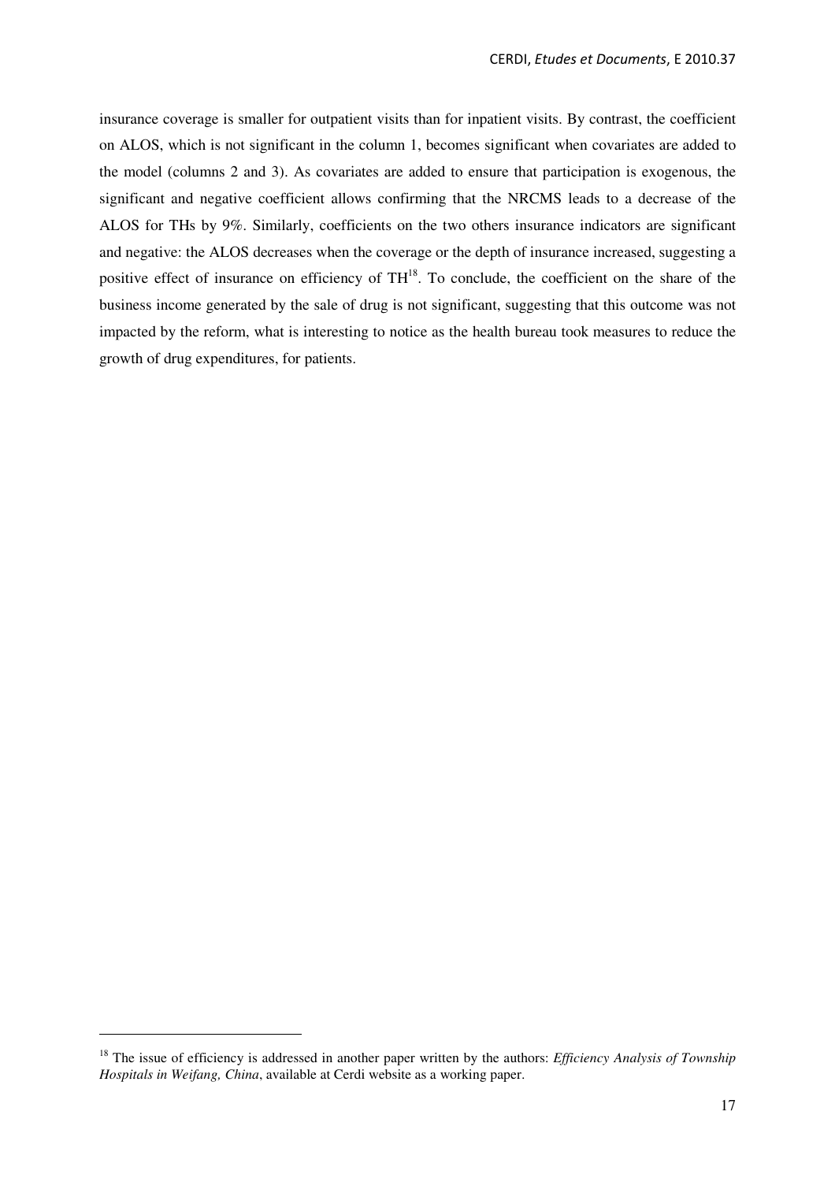insurance coverage is smaller for outpatient visits than for inpatient visits. By contrast, the coefficient on ALOS, which is not significant in the column 1, becomes significant when covariates are added to the model (columns 2 and 3). As covariates are added to ensure that participation is exogenous, the significant and negative coefficient allows confirming that the NRCMS leads to a decrease of the ALOS for THs by 9%. Similarly, coefficients on the two others insurance indicators are significant and negative: the ALOS decreases when the coverage or the depth of insurance increased, suggesting a positive effect of insurance on efficiency of TH[18]. To conclude, the coefficient on the share of the business income generated by the sale of drug is not significant, suggesting that this outcome was not impacted by the reform, what is interesting to notice as the health bureau took measures to reduce the growth of drug expenditures, for patients.

[18] The issue of efficiency is addressed in another paper written by the authors: *Efficiency Analysis of Township Hospitals in Weifang, China*, available at Cerdi website as a working paper.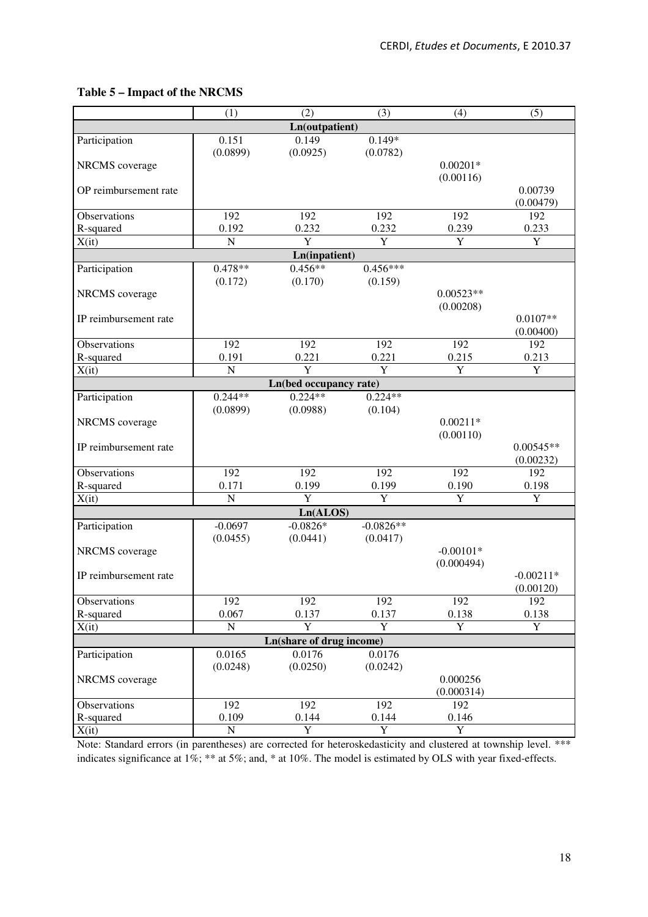**Table 5 – Impact of the NRCMS**

| | (1) | (2) | (3) | (4) | (5) |
|---|---|---|---|---|---|
| **Ln(outpatient)** | | | | | |
| Participation | 0.151 | 0.149 | 0.149* | | |
| | (0.0899) | (0.0925) | (0.0782) | | |
| NRCMS coverage | | | | 0.00201* | |
| | | | | (0.00116) | |
| OP reimbursement rate | | | | | 0.00739 |
| | | | | | (0.00479) |
| Observations | 192 | 192 | 192 | 192 | 192 |
| R-squared | 0.192 | 0.232 | 0.232 | 0.239 | 0.233 |
| X(it) | N | Y | Y | Y | Y |
| **Ln(inpatient)** | | | | | |
| Participation | 0.478** | 0.456** | 0.456*** | | |
| | (0.172) | (0.170) | (0.159) | | |
| NRCMS coverage | | | | 0.00523** | |
| | | | | (0.00208) | |
| IP reimbursement rate | | | | | 0.0107** |
| | | | | | (0.00400) |
| Observations | 192 | 192 | 192 | 192 | 192 |
| R-squared | 0.191 | 0.221 | 0.221 | 0.215 | 0.213 |
| X(it) | N | Y | Y | Y | Y |
| **Ln(bed occupancy rate)** | | | | | |
| Participation | 0.244** | 0.224** | 0.224** | | |
| | (0.0899) | (0.0988) | (0.104) | | |
| NRCMS coverage | | | | 0.00211* | |
| | | | | (0.00110) | |
| IP reimbursement rate | | | | | 0.00545** |
| | | | | | (0.00232) |
| Observations | 192 | 192 | 192 | 192 | 192 |
| R-squared | 0.171 | 0.199 | 0.199 | 0.190 | 0.198 |
| X(it) | N | Y | Y | Y | Y |
| **Ln(ALOS)** | | | | | |
| Participation | -0.0697 | -0.0826* | -0.0826** | | |
| | (0.0455) | (0.0441) | (0.0417) | | |
| NRCMS coverage | | | | -0.00101* | |
| | | | | (0.000494) | |
| IP reimbursement rate | | | | | -0.00211* |
| | | | | | (0.00120) |
| Observations | 192 | 192 | 192 | 192 | 192 |
| R-squared | 0.067 | 0.137 | 0.137 | 0.138 | 0.138 |
| X(it) | N | Y | Y | Y | Y |
| **Ln(share of drug income)** | | | | | |
| Participation | 0.0165 | 0.0176 | 0.0176 | | |
| | (0.0248) | (0.0250) | (0.0242) | | |
| NRCMS coverage | | | | 0.000256 | |
| | | | | (0.000314) | |
| Observations | 192 | 192 | 192 | 192 | |
| R-squared | 0.109 | 0.144 | 0.144 | 0.146 | |
| X(it) | N | Y | Y | Y | |

Note: Standard errors (in parentheses) are corrected for heteroskedasticity and clustered at township level. *** indicates significance at 1%; ** at 5%; and, * at 10%. The model is estimated by OLS with year fixed-effects.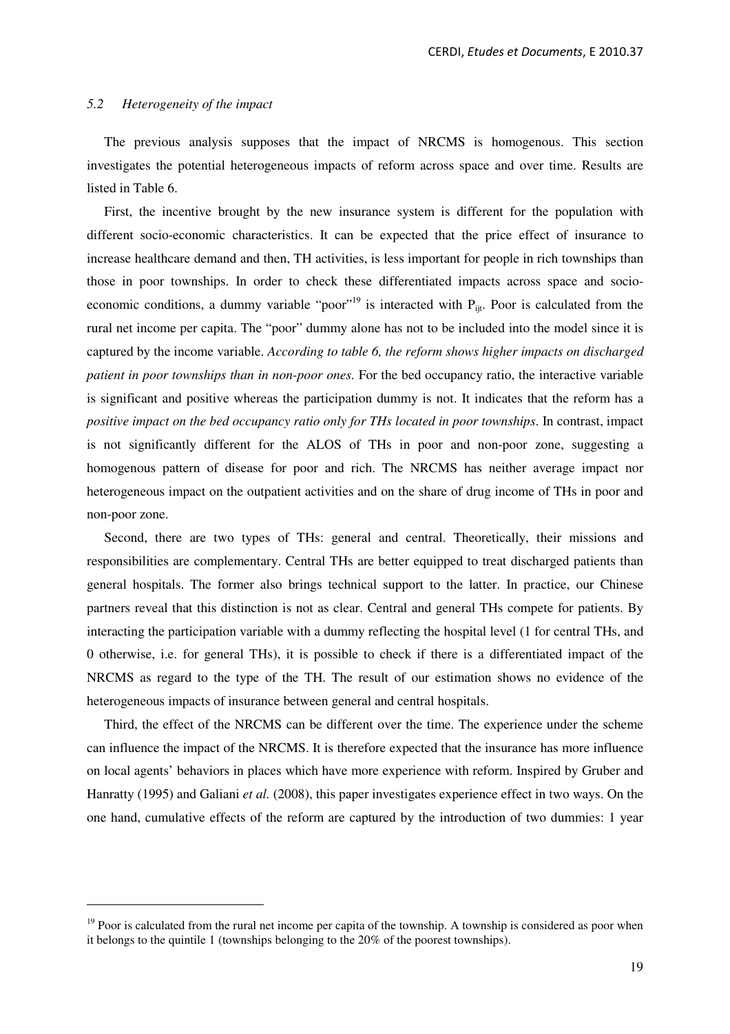### *5.2 Heterogeneity of the impact*

The previous analysis supposes that the impact of NRCMS is homogenous. This section investigates the potential heterogeneous impacts of reform across space and over time. Results are listed in Table 6.

First, the incentive brought by the new insurance system is different for the population with different socio-economic characteristics. It can be expected that the price effect of insurance to increase healthcare demand and then, TH activities, is less important for people in rich townships than those in poor townships. In order to check these differentiated impacts across space and socio-economic conditions, a dummy variable "poor"[19] is interacted with $P_{ijt}$. Poor is calculated from the rural net income per capita. The "poor" dummy alone has not to be included into the model since it is captured by the income variable. *According to table 6, the reform shows higher impacts on discharged patient in poor townships than in non-poor ones.* For the bed occupancy ratio, the interactive variable is significant and positive whereas the participation dummy is not. It indicates that the reform has a *positive impact on the bed occupancy ratio only for THs located in poor townships*. In contrast, impact is not significantly different for the ALOS of THs in poor and non-poor zone, suggesting a homogenous pattern of disease for poor and rich. The NRCMS has neither average impact nor heterogeneous impact on the outpatient activities and on the share of drug income of THs in poor and non-poor zone.

Second, there are two types of THs: general and central. Theoretically, their missions and responsibilities are complementary. Central THs are better equipped to treat discharged patients than general hospitals. The former also brings technical support to the latter. In practice, our Chinese partners reveal that this distinction is not as clear. Central and general THs compete for patients. By interacting the participation variable with a dummy reflecting the hospital level (1 for central THs, and 0 otherwise, i.e. for general THs), it is possible to check if there is a differentiated impact of the NRCMS as regard to the type of the TH. The result of our estimation shows no evidence of the heterogeneous impacts of insurance between general and central hospitals.

Third, the effect of the NRCMS can be different over the time. The experience under the scheme can influence the impact of the NRCMS. It is therefore expected that the insurance has more influence on local agents' behaviors in places which have more experience with reform. Inspired by Gruber and Hanratty (1995) and Galiani *et al.* (2008), this paper investigates experience effect in two ways. On the one hand, cumulative effects of the reform are captured by the introduction of two dummies: 1 year

---

[19] Poor is calculated from the rural net income per capita of the township. A township is considered as poor when it belongs to the quintile 1 (townships belonging to the 20% of the poorest townships).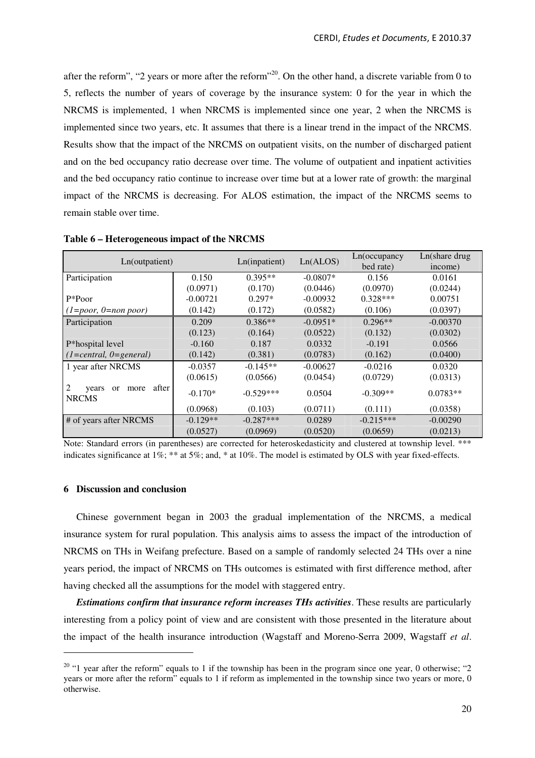after the reform", "2 years or more after the reform"[20]. On the other hand, a discrete variable from 0 to 5, reflects the number of years of coverage by the insurance system: 0 for the year in which the NRCMS is implemented, 1 when NRCMS is implemented since one year, 2 when the NRCMS is implemented since two years, etc. It assumes that there is a linear trend in the impact of the NRCMS. Results show that the impact of the NRCMS on outpatient visits, on the number of discharged patient and on the bed occupancy ratio decrease over time. The volume of outpatient and inpatient activities and the bed occupancy ratio continue to increase over time but at a lower rate of growth: the marginal impact of the NRCMS is decreasing. For ALOS estimation, the impact of the NRCMS seems to remain stable over time.

**Table 6 – Heterogeneous impact of the NRCMS**

| | Ln(outpatient) | Ln(inpatient) | Ln(ALOS) | Ln(occupancy bed rate) | Ln(share drug income) |
|---|---|---|---|---|---|
| Participation | 0.150 | 0.395** | -0.0807* | 0.156 | 0.0161 |
| | (0.0971) | (0.170) | (0.0446) | (0.0970) | (0.0244) |
| P*Poor | -0.00721 | 0.297* | -0.00932 | 0.328*** | 0.00751 |
| *(1=poor, 0=non poor)* | (0.142) | (0.172) | (0.0582) | (0.106) | (0.0397) |
| Participation | 0.209 | 0.386** | -0.0951* | 0.296** | -0.00370 |
| | (0.123) | (0.164) | (0.0522) | (0.132) | (0.0302) |
| P*hospital level | -0.160 | 0.187 | 0.0332 | -0.191 | 0.0566 |
| *(1=central, 0=general)* | (0.142) | (0.381) | (0.0783) | (0.162) | (0.0400) |
| 1 year after NRCMS | -0.0357 | -0.145** | -0.00627 | -0.0216 | 0.0320 |
| | (0.0615) | (0.0566) | (0.0454) | (0.0729) | (0.0313) |
| 2 years or more after NRCMS | -0.170* | -0.529*** | 0.0504 | -0.309** | 0.0783** |
| | (0.0968) | (0.103) | (0.0711) | (0.111) | (0.0358) |
| # of years after NRCMS | -0.129** | -0.287*** | 0.0289 | -0.215*** | -0.00290 |
| | (0.0527) | (0.0969) | (0.0520) | (0.0659) | (0.0213) |

Note: Standard errors (in parentheses) are corrected for heteroskedasticity and clustered at township level. *** indicates significance at 1%; ** at 5%; and, * at 10%. The model is estimated by OLS with year fixed-effects.

## 6 Discussion and conclusion

Chinese government began in 2003 the gradual implementation of the NRCMS, a medical insurance system for rural population. This analysis aims to assess the impact of the introduction of NRCMS on THs in Weifang prefecture. Based on a sample of randomly selected 24 THs over a nine years period, the impact of NRCMS on THs outcomes is estimated with first difference method, after having checked all the assumptions for the model with staggered entry.

***Estimations confirm that insurance reform increases THs activities***. These results are particularly interesting from a policy point of view and are consistent with those presented in the literature about the impact of the health insurance introduction (Wagstaff and Moreno-Serra 2009, Wagstaff *et al*.

[20] "1 year after the reform" equals to 1 if the township has been in the program since one year, 0 otherwise; "2 years or more after the reform" equals to 1 if reform as implemented in the township since two years or more, 0 otherwise.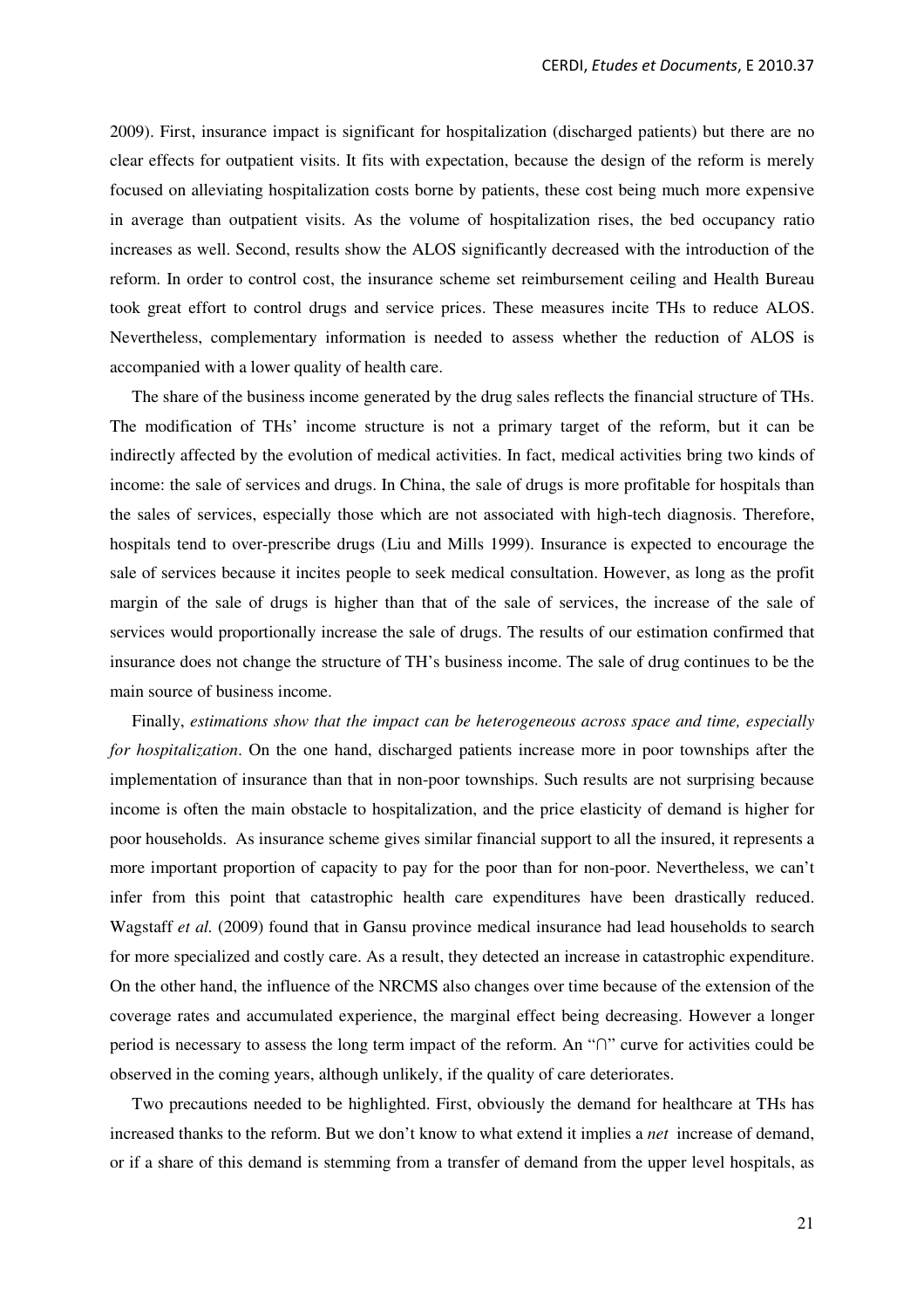2009). First, insurance impact is significant for hospitalization (discharged patients) but there are no clear effects for outpatient visits. It fits with expectation, because the design of the reform is merely focused on alleviating hospitalization costs borne by patients, these cost being much more expensive in average than outpatient visits. As the volume of hospitalization rises, the bed occupancy ratio increases as well. Second, results show the ALOS significantly decreased with the introduction of the reform. In order to control cost, the insurance scheme set reimbursement ceiling and Health Bureau took great effort to control drugs and service prices. These measures incite THs to reduce ALOS. Nevertheless, complementary information is needed to assess whether the reduction of ALOS is accompanied with a lower quality of health care.

The share of the business income generated by the drug sales reflects the financial structure of THs. The modification of THs' income structure is not a primary target of the reform, but it can be indirectly affected by the evolution of medical activities. In fact, medical activities bring two kinds of income: the sale of services and drugs. In China, the sale of drugs is more profitable for hospitals than the sales of services, especially those which are not associated with high-tech diagnosis. Therefore, hospitals tend to over-prescribe drugs (Liu and Mills 1999). Insurance is expected to encourage the sale of services because it incites people to seek medical consultation. However, as long as the profit margin of the sale of drugs is higher than that of the sale of services, the increase of the sale of services would proportionally increase the sale of drugs. The results of our estimation confirmed that insurance does not change the structure of TH's business income. The sale of drug continues to be the main source of business income.

Finally, *estimations show that the impact can be heterogeneous across space and time, especially for hospitalization*. On the one hand, discharged patients increase more in poor townships after the implementation of insurance than that in non-poor townships. Such results are not surprising because income is often the main obstacle to hospitalization, and the price elasticity of demand is higher for poor households. As insurance scheme gives similar financial support to all the insured, it represents a more important proportion of capacity to pay for the poor than for non-poor. Nevertheless, we can't infer from this point that catastrophic health care expenditures have been drastically reduced. Wagstaff *et al.* (2009) found that in Gansu province medical insurance had lead households to search for more specialized and costly care. As a result, they detected an increase in catastrophic expenditure. On the other hand, the influence of the NRCMS also changes over time because of the extension of the coverage rates and accumulated experience, the marginal effect being decreasing. However a longer period is necessary to assess the long term impact of the reform. An "∩" curve for activities could be observed in the coming years, although unlikely, if the quality of care deteriorates.

Two precautions needed to be highlighted. First, obviously the demand for healthcare at THs has increased thanks to the reform. But we don't know to what extend it implies a *net* increase of demand, or if a share of this demand is stemming from a transfer of demand from the upper level hospitals, as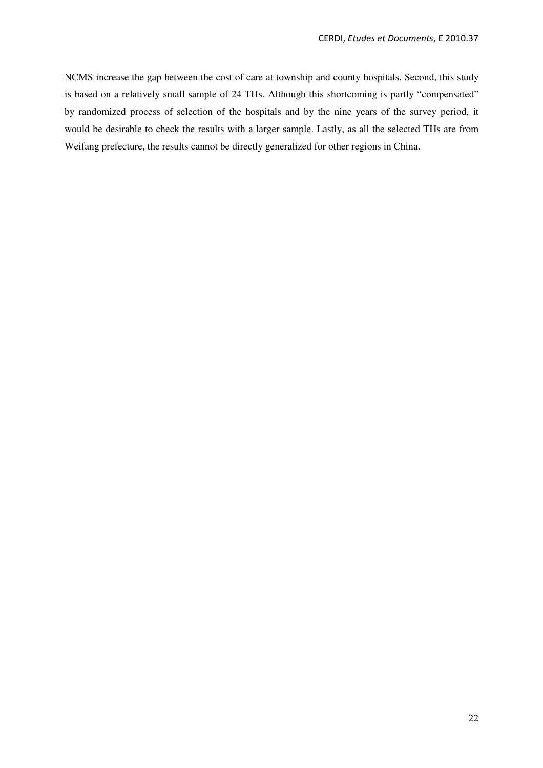NCMS increase the gap between the cost of care at township and county hospitals. Second, this study is based on a relatively small sample of 24 THs. Although this shortcoming is partly "compensated" by randomized process of selection of the hospitals and by the nine years of the survey period, it would be desirable to check the results with a larger sample. Lastly, as all the selected THs are from Weifang prefecture, the results cannot be directly generalized for other regions in China.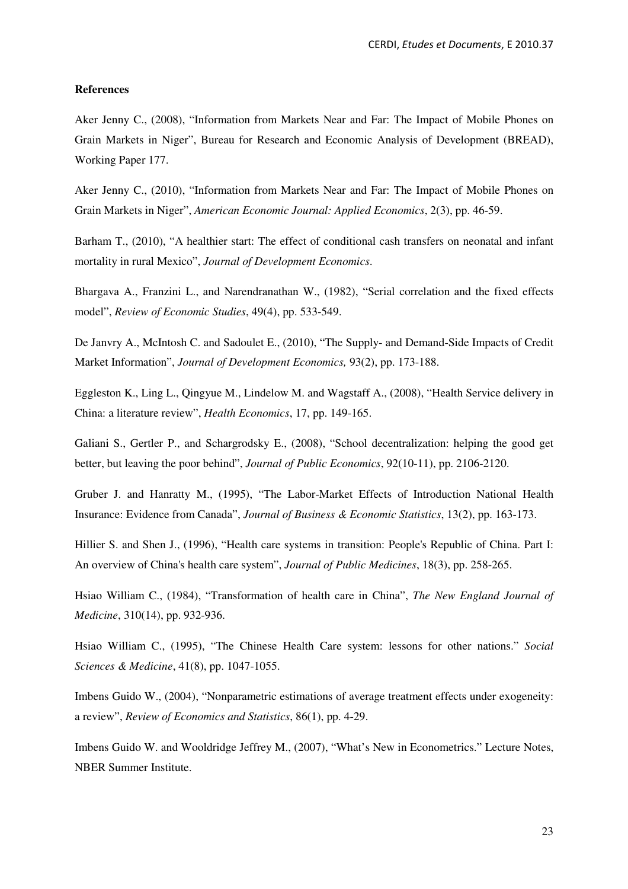**References**

Aker Jenny C., (2008), "Information from Markets Near and Far: The Impact of Mobile Phones on Grain Markets in Niger", Bureau for Research and Economic Analysis of Development (BREAD), Working Paper 177.

Aker Jenny C., (2010), "Information from Markets Near and Far: The Impact of Mobile Phones on Grain Markets in Niger", *American Economic Journal: Applied Economics*, 2(3), pp. 46-59.

Barham T., (2010), "A healthier start: The effect of conditional cash transfers on neonatal and infant mortality in rural Mexico", *Journal of Development Economics*.

Bhargava A., Franzini L., and Narendranathan W., (1982), "Serial correlation and the fixed effects model", *Review of Economic Studies*, 49(4), pp. 533-549.

De Janvry A., McIntosh C. and Sadoulet E., (2010), "The Supply- and Demand-Side Impacts of Credit Market Information", *Journal of Development Economics,* 93(2), pp. 173-188.

Eggleston K., Ling L., Qingyue M., Lindelow M. and Wagstaff A., (2008), "Health Service delivery in China: a literature review", *Health Economics*, 17, pp. 149-165.

Galiani S., Gertler P., and Schargrodsky E., (2008), "School decentralization: helping the good get better, but leaving the poor behind", *Journal of Public Economics*, 92(10-11), pp. 2106-2120.

Gruber J. and Hanratty M., (1995), "The Labor-Market Effects of Introduction National Health Insurance: Evidence from Canada", *Journal of Business & Economic Statistics*, 13(2), pp. 163-173.

Hillier S. and Shen J., (1996), "Health care systems in transition: People's Republic of China. Part I: An overview of China's health care system", *Journal of Public Medicines*, 18(3), pp. 258-265.

Hsiao William C., (1984), "Transformation of health care in China", *The New England Journal of Medicine*, 310(14), pp. 932-936.

Hsiao William C., (1995), "The Chinese Health Care system: lessons for other nations." *Social Sciences & Medicine*, 41(8), pp. 1047-1055.

Imbens Guido W., (2004), "Nonparametric estimations of average treatment effects under exogeneity: a review", *Review of Economics and Statistics*, 86(1), pp. 4-29.

Imbens Guido W. and Wooldridge Jeffrey M., (2007), "What's New in Econometrics." Lecture Notes, NBER Summer Institute.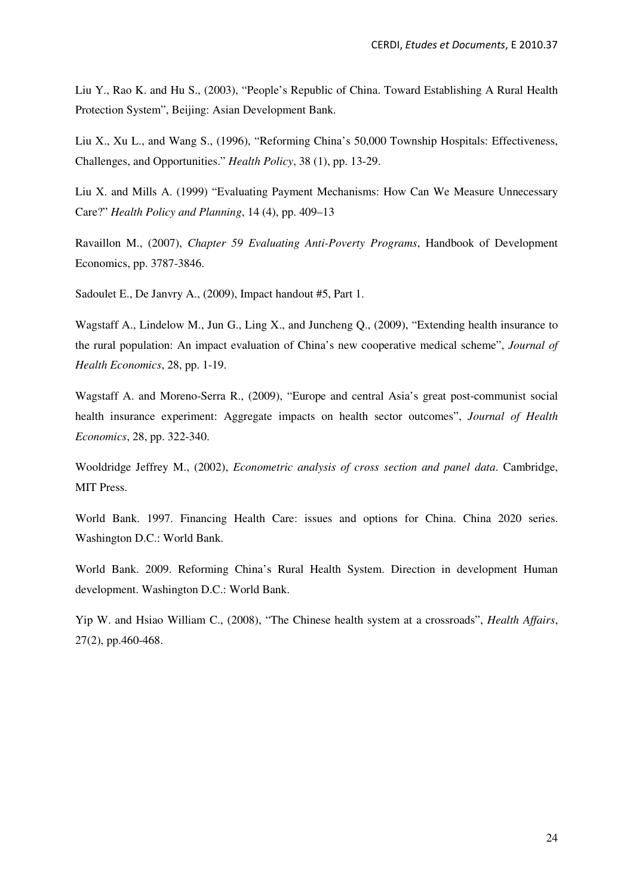Liu Y., Rao K. and Hu S., (2003), "People's Republic of China. Toward Establishing A Rural Health Protection System", Beijing: Asian Development Bank.

Liu X., Xu L., and Wang S., (1996), "Reforming China's 50,000 Township Hospitals: Effectiveness, Challenges, and Opportunities." *Health Policy*, 38 (1), pp. 13-29.

Liu X. and Mills A. (1999) "Evaluating Payment Mechanisms: How Can We Measure Unnecessary Care?" *Health Policy and Planning*, 14 (4), pp. 409–13

Ravaillon M., (2007), *Chapter 59 Evaluating Anti-Poverty Programs*, Handbook of Development Economics, pp. 3787-3846.

Sadoulet E., De Janvry A., (2009), Impact handout #5, Part 1.

Wagstaff A., Lindelow M., Jun G., Ling X., and Juncheng Q., (2009), "Extending health insurance to the rural population: An impact evaluation of China's new cooperative medical scheme", *Journal of Health Economics*, 28, pp. 1-19.

Wagstaff A. and Moreno-Serra R., (2009), "Europe and central Asia's great post-communist social health insurance experiment: Aggregate impacts on health sector outcomes", *Journal of Health Economics*, 28, pp. 322-340.

Wooldridge Jeffrey M., (2002), *Econometric analysis of cross section and panel data*. Cambridge, MIT Press.

World Bank. 1997. Financing Health Care: issues and options for China. China 2020 series. Washington D.C.: World Bank.

World Bank. 2009. Reforming China's Rural Health System. Direction in development Human development. Washington D.C.: World Bank.

Yip W. and Hsiao William C., (2008), "The Chinese health system at a crossroads", *Health Affairs*, 27(2), pp.460-468.